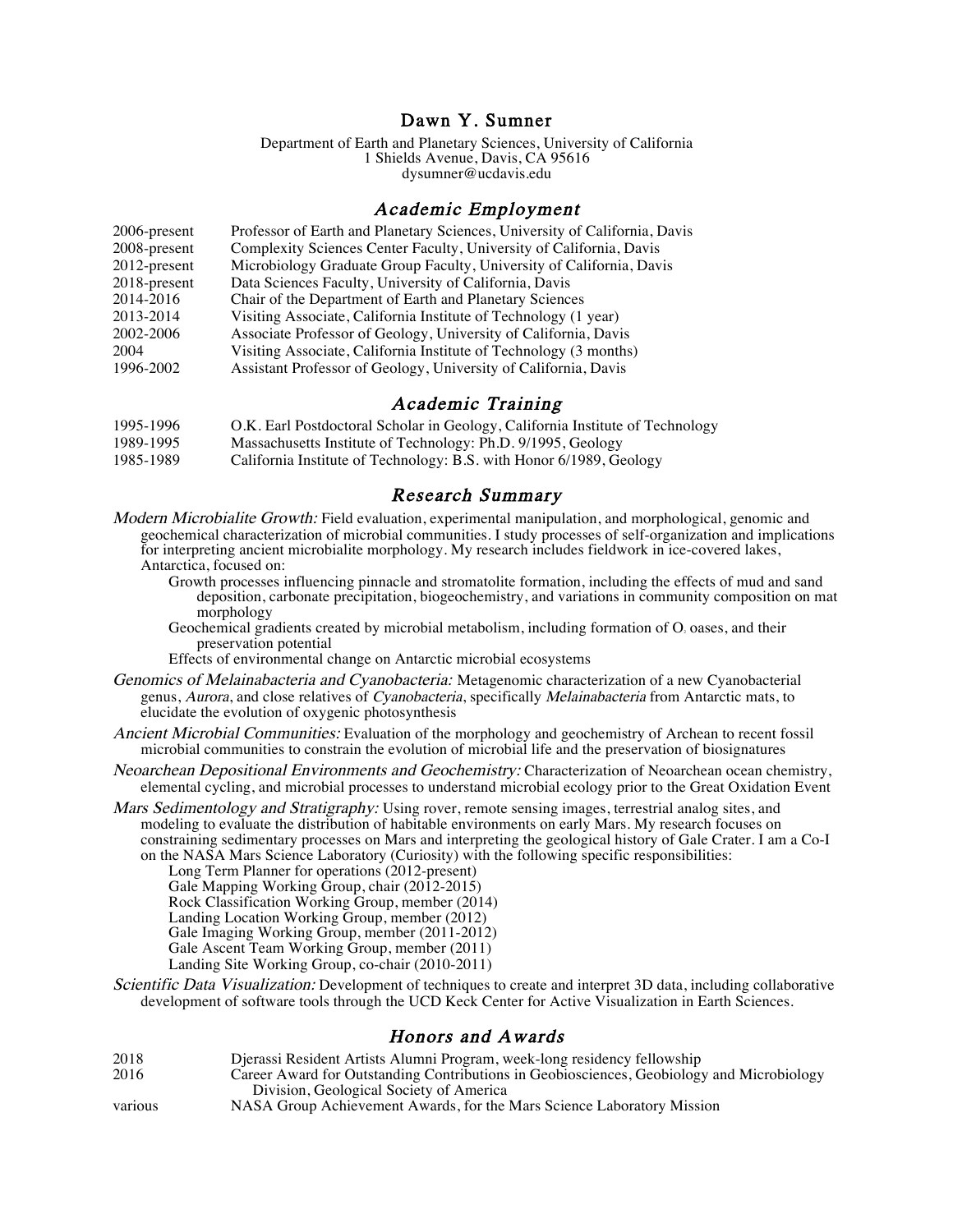# Dawn Y. Sumner

Department of Earth and Planetary Sciences, University of California
1 Shields Avenue, Davis, CA 95616
dysumner@ucdavis.edu

## *Academic Employment*

| | |
|---|---|
| 2006-present | Professor of Earth and Planetary Sciences, University of California, Davis |
| 2008-present | Complexity Sciences Center Faculty, University of California, Davis |
| 2012-present | Microbiology Graduate Group Faculty, University of California, Davis |
| 2018-present | Data Sciences Faculty, University of California, Davis |
| 2014-2016 | Chair of the Department of Earth and Planetary Sciences |
| 2013-2014 | Visiting Associate, California Institute of Technology (1 year) |
| 2002-2006 | Associate Professor of Geology, University of California, Davis |
| 2004 | Visiting Associate, California Institute of Technology (3 months) |
| 1996-2002 | Assistant Professor of Geology, University of California, Davis |

## *Academic Training*

| | |
|---|---|
| 1995-1996 | O.K. Earl Postdoctoral Scholar in Geology, California Institute of Technology |
| 1989-1995 | Massachusetts Institute of Technology: Ph.D. 9/1995, Geology |
| 1985-1989 | California Institute of Technology: B.S. with Honor 6/1989, Geology |

## *Research Summary*

*Modern Microbialite Growth:* Field evaluation, experimental manipulation, and morphological, genomic and geochemical characterization of microbial communities. I study processes of self-organization and implications for interpreting ancient microbialite morphology. My research includes fieldwork in ice-covered lakes, Antarctica, focused on:

- Growth processes influencing pinnacle and stromatolite formation, including the effects of mud and sand deposition, carbonate precipitation, biogeochemistry, and variations in community composition on mat morphology
- Geochemical gradients created by microbial metabolism, including formation of $O_2$ oases, and their preservation potential
- Effects of environmental change on Antarctic microbial ecosystems

*Genomics of Melainabacteria and Cyanobacteria:* Metagenomic characterization of a new Cyanobacterial genus, *Aurora*, and close relatives of *Cyanobacteria*, specifically *Melainabacteria* from Antarctic mats, to elucidate the evolution of oxygenic photosynthesis

*Ancient Microbial Communities:* Evaluation of the morphology and geochemistry of Archean to recent fossil microbial communities to constrain the evolution of microbial life and the preservation of biosignatures

*Neoarchean Depositional Environments and Geochemistry:* Characterization of Neoarchean ocean chemistry, elemental cycling, and microbial processes to understand microbial ecology prior to the Great Oxidation Event

*Mars Sedimentology and Stratigraphy:* Using rover, remote sensing images, terrestrial analog sites, and modeling to evaluate the distribution of habitable environments on early Mars. My research focuses on constraining sedimentary processes on Mars and interpreting the geological history of Gale Crater. I am a Co-I on the NASA Mars Science Laboratory (Curiosity) with the following specific responsibilities:

- Long Term Planner for operations (2012-present)
- Gale Mapping Working Group, chair (2012-2015)
- Rock Classification Working Group, member (2014)
- Landing Location Working Group, member (2012)
- Gale Imaging Working Group, member (2011-2012)
- Gale Ascent Team Working Group, member (2011)
- Landing Site Working Group, co-chair (2010-2011)

*Scientific Data Visualization:* Development of techniques to create and interpret 3D data, including collaborative development of software tools through the UCD Keck Center for Active Visualization in Earth Sciences.

## *Honors and Awards*

| | |
|---|---|
| 2018 | Djerassi Resident Artists Alumni Program, week-long residency fellowship |
| 2016 | Career Award for Outstanding Contributions in Geobiosciences, Geobiology and Microbiology Division, Geological Society of America |
| various | NASA Group Achievement Awards, for the Mars Science Laboratory Mission |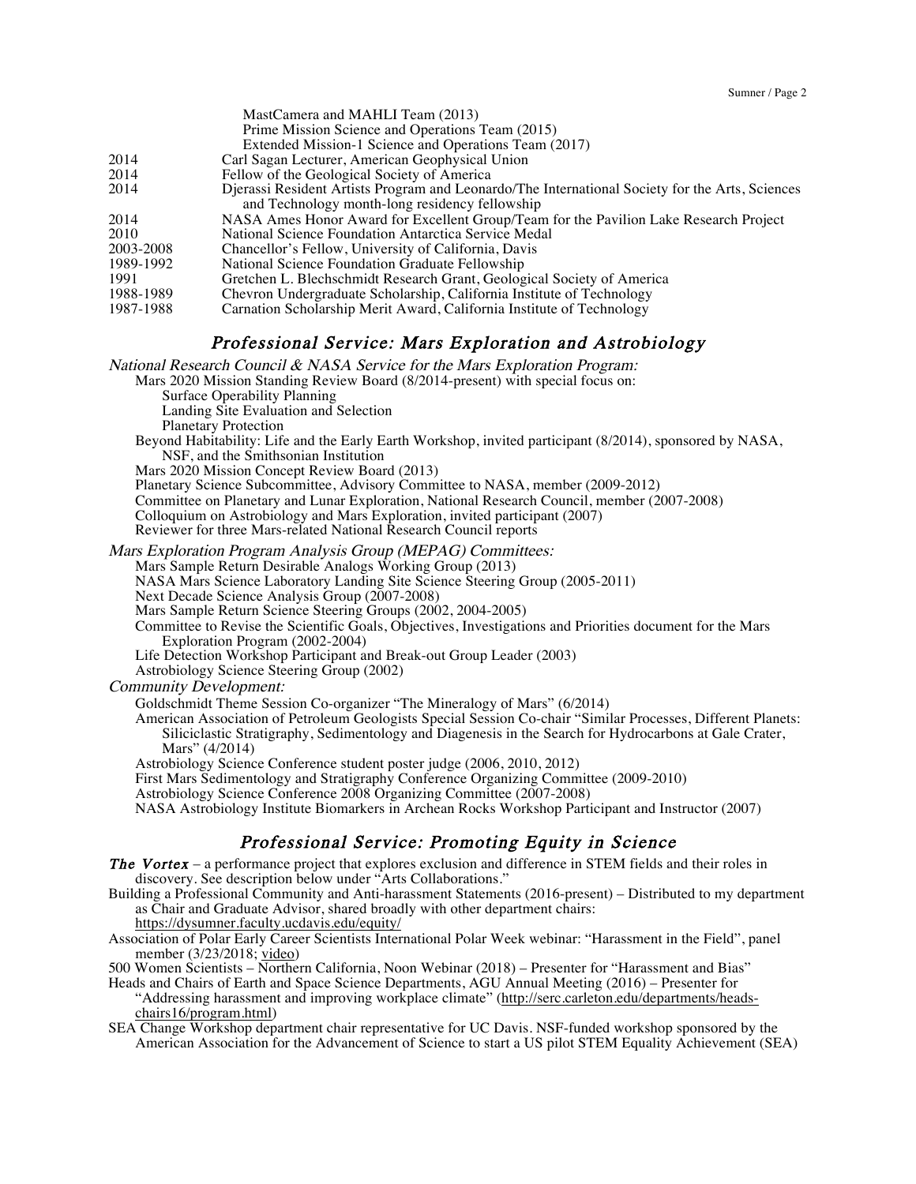MastCamera and MAHLI Team (2013)
Prime Mission Science and Operations Team (2015)
Extended Mission-1 Science and Operations Team (2017)

2014 Carl Sagan Lecturer, American Geophysical Union
2014 Fellow of the Geological Society of America
2014 Djerassi Resident Artists Program and Leonardo/The International Society for the Arts, Sciences and Technology month-long residency fellowship
2014 NASA Ames Honor Award for Excellent Group/Team for the Pavilion Lake Research Project
2010 National Science Foundation Antarctica Service Medal
2003-2008 Chancellor's Fellow, University of California, Davis
1989-1992 National Science Foundation Graduate Fellowship
1991 Gretchen L. Blechschmidt Research Grant, Geological Society of America
1988-1989 Chevron Undergraduate Scholarship, California Institute of Technology
1987-1988 Carnation Scholarship Merit Award, California Institute of Technology

## Professional Service: Mars Exploration and Astrobiology

*National Research Council & NASA Service for the Mars Exploration Program:*

- Mars 2020 Mission Standing Review Board (8/2014-present) with special focus on:
  - Surface Operability Planning
  - Landing Site Evaluation and Selection
  - Planetary Protection
- Beyond Habitability: Life and the Early Earth Workshop, invited participant (8/2014), sponsored by NASA, NSF, and the Smithsonian Institution
- Mars 2020 Mission Concept Review Board (2013)
- Planetary Science Subcommittee, Advisory Committee to NASA, member (2009-2012)
- Committee on Planetary and Lunar Exploration, National Research Council, member (2007-2008)
- Colloquium on Astrobiology and Mars Exploration, invited participant (2007)
- Reviewer for three Mars-related National Research Council reports

*Mars Exploration Program Analysis Group (MEPAG) Committees:*

- Mars Sample Return Desirable Analogs Working Group (2013)
- NASA Mars Science Laboratory Landing Site Science Steering Group (2005-2011)
- Next Decade Science Analysis Group (2007-2008)
- Mars Sample Return Science Steering Groups (2002, 2004-2005)
- Committee to Revise the Scientific Goals, Objectives, Investigations and Priorities document for the Mars Exploration Program (2002-2004)
- Life Detection Workshop Participant and Break-out Group Leader (2003)
- Astrobiology Science Steering Group (2002)

*Community Development:*

- Goldschmidt Theme Session Co-organizer "The Mineralogy of Mars" (6/2014)
- American Association of Petroleum Geologists Special Session Co-chair "Similar Processes, Different Planets: Siliciclastic Stratigraphy, Sedimentology and Diagenesis in the Search for Hydrocarbons at Gale Crater, Mars" (4/2014)
- Astrobiology Science Conference student poster judge (2006, 2010, 2012)
- First Mars Sedimentology and Stratigraphy Conference Organizing Committee (2009-2010)
- Astrobiology Science Conference 2008 Organizing Committee (2007-2008)
- NASA Astrobiology Institute Biomarkers in Archean Rocks Workshop Participant and Instructor (2007)

## Professional Service: Promoting Equity in Science

***The Vortex*** – a performance project that explores exclusion and difference in STEM fields and their roles in discovery. See description below under "Arts Collaborations."

Building a Professional Community and Anti-harassment Statements (2016-present) – Distributed to my department as Chair and Graduate Advisor, shared broadly with other department chairs: https://dysumner.faculty.ucdavis.edu/equity/

Association of Polar Early Career Scientists International Polar Week webinar: "Harassment in the Field", panel member (3/23/2018; video)

500 Women Scientists – Northern California, Noon Webinar (2018) – Presenter for "Harassment and Bias"

Heads and Chairs of Earth and Space Science Departments, AGU Annual Meeting (2016) – Presenter for "Addressing harassment and improving workplace climate" (http://serc.carleton.edu/departments/heads-chairs16/program.html)

SEA Change Workshop department chair representative for UC Davis. NSF-funded workshop sponsored by the American Association for the Advancement of Science to start a US pilot STEM Equality Achievement (SEA)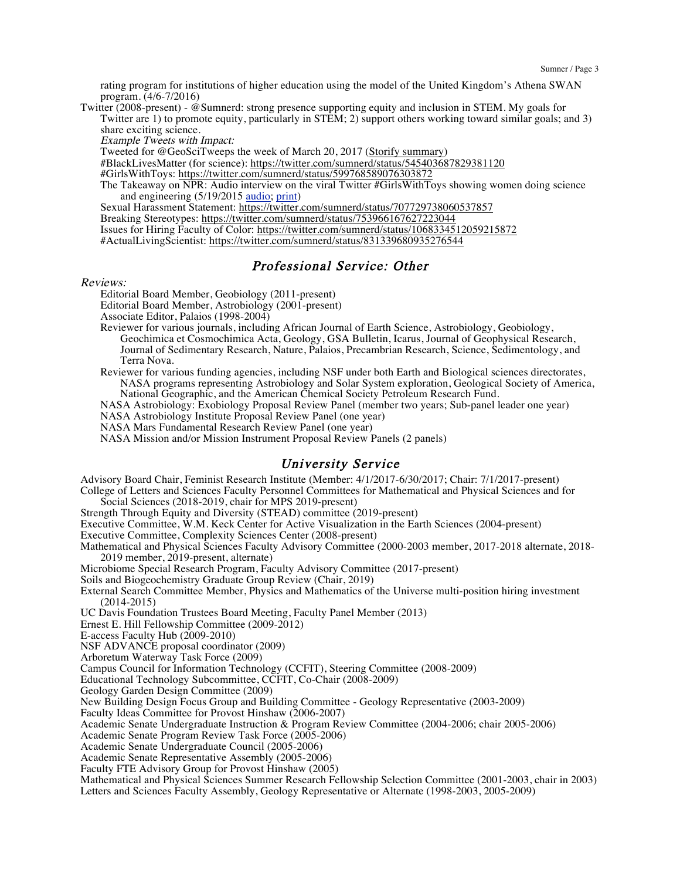rating program for institutions of higher education using the model of the United Kingdom's Athena SWAN program. (4/6-7/2016)

Twitter (2008-present) - @Sumnerd: strong presence supporting equity and inclusion in STEM. My goals for Twitter are 1) to promote equity, particularly in STEM; 2) support others working toward similar goals; and 3) share exciting science.

*Example Tweets with Impact:*

Tweeted for @GeoSciTweeps the week of March 20, 2017 (Storify summary)

#BlackLivesMatter (for science): https://twitter.com/sumnerd/status/545403687829381120

#GirlsWithToys: https://twitter.com/sumnerd/status/599768589076303872

The Takeaway on NPR: Audio interview on the viral Twitter #GirlsWithToys showing women doing science and engineering (5/19/2015 audio; print)

Sexual Harassment Statement: https://twitter.com/sumnerd/status/707729738060537857

Breaking Stereotypes: https://twitter.com/sumnerd/status/753966167627223044

Issues for Hiring Faculty of Color: https://twitter.com/sumnerd/status/1068334512059215872

#ActualLivingScientist: https://twitter.com/sumnerd/status/831339680935276544

## *Professional Service: Other*

*Reviews:*

Editorial Board Member, Geobiology (2011-present)

Editorial Board Member, Astrobiology (2001-present)

Associate Editor, Palaios (1998-2004)

Reviewer for various journals, including African Journal of Earth Science, Astrobiology, Geobiology, Geochimica et Cosmochimica Acta, Geology, GSA Bulletin, Icarus, Journal of Geophysical Research, Journal of Sedimentary Research, Nature, Palaios, Precambrian Research, Science, Sedimentology, and Terra Nova.

Reviewer for various funding agencies, including NSF under both Earth and Biological sciences directorates, NASA programs representing Astrobiology and Solar System exploration, Geological Society of America, National Geographic, and the American Chemical Society Petroleum Research Fund.

NASA Astrobiology: Exobiology Proposal Review Panel (member two years; Sub-panel leader one year)

NASA Astrobiology Institute Proposal Review Panel (one year)

NASA Mars Fundamental Research Review Panel (one year)

NASA Mission and/or Mission Instrument Proposal Review Panels (2 panels)

## *University Service*

Advisory Board Chair, Feminist Research Institute (Member: 4/1/2017-6/30/2017; Chair: 7/1/2017-present)

College of Letters and Sciences Faculty Personnel Committees for Mathematical and Physical Sciences and for Social Sciences (2018-2019, chair for MPS 2019-present)

Strength Through Equity and Diversity (STEAD) committee (2019-present)

Executive Committee, W.M. Keck Center for Active Visualization in the Earth Sciences (2004-present)

Executive Committee, Complexity Sciences Center (2008-present)

Mathematical and Physical Sciences Faculty Advisory Committee (2000-2003 member, 2017-2018 alternate, 2018-2019 member, 2019-present, alternate)

Microbiome Special Research Program, Faculty Advisory Committee (2017-present)

Soils and Biogeochemistry Graduate Group Review (Chair, 2019)

External Search Committee Member, Physics and Mathematics of the Universe multi-position hiring investment (2014-2015)

UC Davis Foundation Trustees Board Meeting, Faculty Panel Member (2013)

Ernest E. Hill Fellowship Committee (2009-2012)

E-access Faculty Hub (2009-2010)

NSF ADVANCE proposal coordinator (2009)

Arboretum Waterway Task Force (2009)

Campus Council for Information Technology (CCFIT), Steering Committee (2008-2009)

Educational Technology Subcommittee, CCFIT, Co-Chair (2008-2009)

Geology Garden Design Committee (2009)

New Building Design Focus Group and Building Committee - Geology Representative (2003-2009)

Faculty Ideas Committee for Provost Hinshaw (2006-2007)

Academic Senate Undergraduate Instruction & Program Review Committee (2004-2006; chair 2005-2006)

Academic Senate Program Review Task Force (2005-2006)

Academic Senate Undergraduate Council (2005-2006)

Academic Senate Representative Assembly (2005-2006)

Faculty FTE Advisory Group for Provost Hinshaw (2005)

Mathematical and Physical Sciences Summer Research Fellowship Selection Committee (2001-2003, chair in 2003)

Letters and Sciences Faculty Assembly, Geology Representative or Alternate (1998-2003, 2005-2009)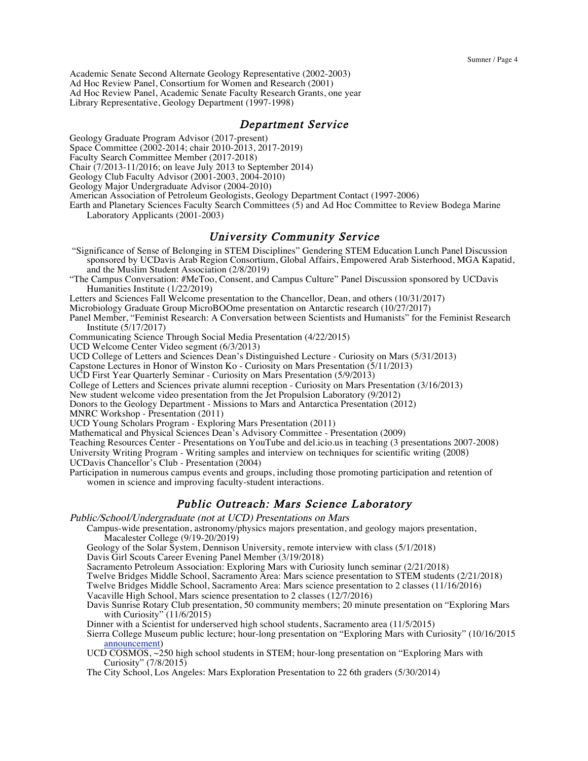Academic Senate Second Alternate Geology Representative (2002-2003)
Ad Hoc Review Panel, Consortium for Women and Research (2001)
Ad Hoc Review Panel, Academic Senate Faculty Research Grants, one year
Library Representative, Geology Department (1997-1998)

## *Department Service*

Geology Graduate Program Advisor (2017-present)
Space Committee (2002-2014; chair 2010-2013, 2017-2019)
Faculty Search Committee Member (2017-2018)
Chair (7/2013-11/2016; on leave July 2013 to September 2014)
Geology Club Faculty Advisor (2001-2003, 2004-2010)
Geology Major Undergraduate Advisor (2004-2010)
American Association of Petroleum Geologists, Geology Department Contact (1997-2006)
Earth and Planetary Sciences Faculty Search Committees (5) and Ad Hoc Committee to Review Bodega Marine Laboratory Applicants (2001-2003)

## *University Community Service*

"Significance of Sense of Belonging in STEM Disciplines" Gendering STEM Education Lunch Panel Discussion sponsored by UCDavis Arab Region Consortium, Global Affairs, Empowered Arab Sisterhood, MGA Kapatid, and the Muslim Student Association (2/8/2019)
"The Campus Conversation: #MeToo, Consent, and Campus Culture" Panel Discussion sponsored by UCDavis Humanities Institute (1/22/2019)
Letters and Sciences Fall Welcome presentation to the Chancellor, Dean, and others (10/31/2017)
Microbiology Graduate Group MicroBOOme presentation on Antarctic research (10/27/2017)
Panel Member, "Feminist Research: A Conversation between Scientists and Humanists" for the Feminist Research Institute (5/17/2017)
Communicating Science Through Social Media Presentation (4/22/2015)
UCD Welcome Center Video segment (6/3/2013)
UCD College of Letters and Sciences Dean's Distinguished Lecture - Curiosity on Mars (5/31/2013)
Capstone Lectures in Honor of Winston Ko - Curiosity on Mars Presentation (5/11/2013)
UCD First Year Quarterly Seminar - Curiosity on Mars Presentation (5/9/2013)
College of Letters and Sciences private alumni reception - Curiosity on Mars Presentation (3/16/2013)
New student welcome video presentation from the Jet Propulsion Laboratory (9/2012)
Donors to the Geology Department - Missions to Mars and Antarctica Presentation (2012)
MNRC Workshop - Presentation (2011)
UCD Young Scholars Program - Exploring Mars Presentation (2011)
Mathematical and Physical Sciences Dean's Advisory Committee - Presentation (2009)
Teaching Resources Center - Presentations on YouTube and del.icio.us in teaching (3 presentations 2007-2008)
University Writing Program - Writing samples and interview on techniques for scientific writing (2008)
UCDavis Chancellor's Club - Presentation (2004)
Participation in numerous campus events and groups, including those promoting participation and retention of women in science and improving faculty-student interactions.

## *Public Outreach: Mars Science Laboratory*

*Public/School/Undergraduate (not at UCD) Presentations on Mars*

Campus-wide presentation, astronomy/physics majors presentation, and geology majors presentation, Macalester College (9/19-20/2019)
Geology of the Solar System, Dennison University, remote interview with class (5/1/2018)
Davis Girl Scouts Career Evening Panel Member (3/19/2018)
Sacramento Petroleum Association: Exploring Mars with Curiosity lunch seminar (2/21/2018)
Twelve Bridges Middle School, Sacramento Area: Mars science presentation to STEM students (2/21/2018)
Twelve Bridges Middle School, Sacramento Area: Mars science presentation to 2 classes (11/16/2016)
Vacaville High School, Mars science presentation to 2 classes (12/7/2016)
Davis Sunrise Rotary Club presentation, 50 community members; 20 minute presentation on "Exploring Mars with Curiosity" (11/6/2015)
Dinner with a Scientist for underserved high school students, Sacramento area (11/5/2015)
Sierra College Museum public lecture; hour-long presentation on "Exploring Mars with Curiosity" (10/16/2015 announcement)
UCD COSMOS, ~250 high school students in STEM; hour-long presentation on "Exploring Mars with Curiosity" (7/8/2015)
The City School, Los Angeles: Mars Exploration Presentation to 22 6th graders (5/30/2014)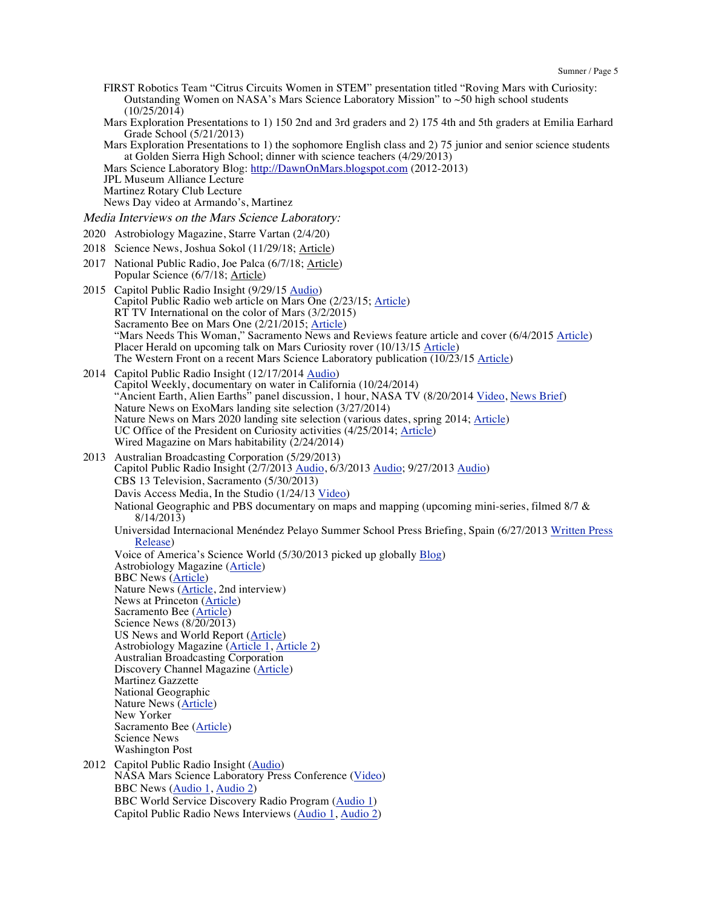FIRST Robotics Team "Citrus Circuits Women in STEM" presentation titled "Roving Mars with Curiosity: Outstanding Women on NASA's Mars Science Laboratory Mission" to ~50 high school students (10/25/2014)

Mars Exploration Presentations to 1) 150 2nd and 3rd graders and 2) 175 4th and 5th graders at Emilia Earhard Grade School (5/21/2013)

Mars Exploration Presentations to 1) the sophomore English class and 2) 75 junior and senior science students at Golden Sierra High School; dinner with science teachers (4/29/2013)

Mars Science Laboratory Blog: http://DawnOnMars.blogspot.com (2012-2013)

JPL Museum Alliance Lecture

Martinez Rotary Club Lecture

News Day video at Armando's, Martinez

*Media Interviews on the Mars Science Laboratory:*

2020 Astrobiology Magazine, Starre Vartan (2/4/20)

2018 Science News, Joshua Sokol (11/29/18; Article)

2017 National Public Radio, Joe Palca (6/7/18; Article)
Popular Science (6/7/18; Article)

2015 Capitol Public Radio Insight (9/29/15 Audio)
Capitol Public Radio web article on Mars One (2/23/15; Article)
RT TV International on the color of Mars (3/2/2015)
Sacramento Bee on Mars One (2/21/2015; Article)
"Mars Needs This Woman," Sacramento News and Reviews feature article and cover (6/4/2015 Article)
Placer Herald on upcoming talk on Mars Curiosity rover (10/13/15 Article)
The Western Front on a recent Mars Science Laboratory publication (10/23/15 Article)

2014 Capitol Public Radio Insight (12/17/2014 Audio)
Capitol Weekly, documentary on water in California (10/24/2014)
"Ancient Earth, Alien Earths" panel discussion, 1 hour, NASA TV (8/20/2014 Video, News Brief)
Nature News on ExoMars landing site selection (3/27/2014)
Nature News on Mars 2020 landing site selection (various dates, spring 2014; Article)
UC Office of the President on Curiosity activities (4/25/2014; Article)
Wired Magazine on Mars habitability (2/24/2014)

2013 Australian Broadcasting Corporation (5/29/2013)
Capitol Public Radio Insight (2/7/2013 Audio, 6/3/2013 Audio; 9/27/2013 Audio)
CBS 13 Television, Sacramento (5/30/2013)
Davis Access Media, In the Studio (1/24/13 Video)
National Geographic and PBS documentary on maps and mapping (upcoming mini-series, filmed 8/7 & 8/14/2013)
Universidad Internacional Menéndez Pelayo Summer School Press Briefing, Spain (6/27/2013 Written Press Release)
Voice of America's Science World (5/30/2013 picked up globally Blog)
Astrobiology Magazine (Article)
BBC News (Article)
Nature News (Article, 2nd interview)
News at Princeton (Article)
Sacramento Bee (Article)
Science News (8/20/2013)
US News and World Report (Article)
Astrobiology Magazine (Article 1, Article 2)
Australian Broadcasting Corporation
Discovery Channel Magazine (Article)
Martinez Gazzette
National Geographic
Nature News (Article)
New Yorker
Sacramento Bee (Article)
Science News
Washington Post

2012 Capitol Public Radio Insight (Audio)
NASA Mars Science Laboratory Press Conference (Video)
BBC News (Audio 1, Audio 2)
BBC World Service Discovery Radio Program (Audio 1)
Capitol Public Radio News Interviews (Audio 1, Audio 2)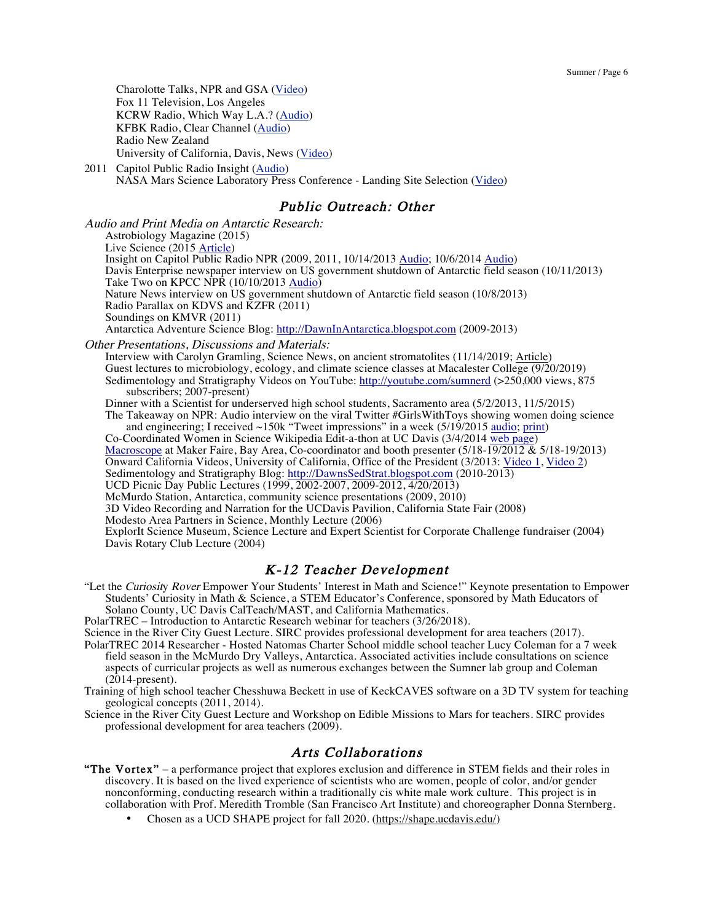Charolotte Talks, NPR and GSA (Video)
Fox 11 Television, Los Angeles
KCRW Radio, Which Way L.A.? (Audio)
KFBK Radio, Clear Channel (Audio)
Radio New Zealand
University of California, Davis, News (Video)

2011 Capitol Public Radio Insight (Audio)
NASA Mars Science Laboratory Press Conference - Landing Site Selection (Video)

## *Public Outreach: Other*

*Audio and Print Media on Antarctic Research:*

- Astrobiology Magazine (2015)
- Live Science (2015 Article)
- Insight on Capitol Public Radio NPR (2009, 2011, 10/14/2013 Audio; 10/6/2014 Audio)
- Davis Enterprise newspaper interview on US government shutdown of Antarctic field season (10/11/2013)
- Take Two on KPCC NPR (10/10/2013 Audio)
- Nature News interview on US government shutdown of Antarctic field season (10/8/2013)
- Radio Parallax on KDVS and KZFR (2011)
- Soundings on KMVR (2011)
- Antarctica Adventure Science Blog: http://DawnInAntarctica.blogspot.com (2009-2013)

*Other Presentations, Discussions and Materials:*

- Interview with Carolyn Gramling, Science News, on ancient stromatolites (11/14/2019; Article)
- Guest lectures to microbiology, ecology, and climate science classes at Macalester College (9/20/2019)
- Sedimentology and Stratigraphy Videos on YouTube: http://youtube.com/sumnerd (>250,000 views, 875 subscribers; 2007-present)
- Dinner with a Scientist for underserved high school students, Sacramento area (5/2/2013, 11/5/2015)
- The Takeaway on NPR: Audio interview on the viral Twitter #GirlsWithToys showing women doing science and engineering; I received ~150k "Tweet impressions" in a week (5/19/2015 audio; print)
- Co-Coordinated Women in Science Wikipedia Edit-a-thon at UC Davis (3/4/2014 web page)
- Macroscope at Maker Faire, Bay Area, Co-coordinator and booth presenter (5/18-19/2012 & 5/18-19/2013)
- Onward California Videos, University of California, Office of the President (3/2013: Video 1, Video 2)
- Sedimentology and Stratigraphy Blog: http://DawnsSedStrat.blogspot.com (2010-2013)
- UCD Picnic Day Public Lectures (1999, 2002-2007, 2009-2012, 4/20/2013)
- McMurdo Station, Antarctica, community science presentations (2009, 2010)
- 3D Video Recording and Narration for the UCDavis Pavilion, California State Fair (2008)
- Modesto Area Partners in Science, Monthly Lecture (2006)
- ExplorIt Science Museum, Science Lecture and Expert Scientist for Corporate Challenge fundraiser (2004)
- Davis Rotary Club Lecture (2004)

## *K-12 Teacher Development*

"Let the *Curiosity Rover* Empower Your Students' Interest in Math and Science!" Keynote presentation to Empower Students' Curiosity in Math & Science, a STEM Educator's Conference, sponsored by Math Educators of Solano County, UC Davis CalTeach/MAST, and California Mathematics.

PolarTREC – Introduction to Antarctic Research webinar for teachers (3/26/2018).

Science in the River City Guest Lecture. SIRC provides professional development for area teachers (2017).

PolarTREC 2014 Researcher - Hosted Natomas Charter School middle school teacher Lucy Coleman for a 7 week field season in the McMurdo Dry Valleys, Antarctica. Associated activities include consultations on science aspects of curricular projects as well as numerous exchanges between the Sumner lab group and Coleman (2014-present).

Training of high school teacher Chesshuwa Beckett in use of KeckCAVES software on a 3D TV system for teaching geological concepts (2011, 2014).

Science in the River City Guest Lecture and Workshop on Edible Missions to Mars for teachers. SIRC provides professional development for area teachers (2009).

## *Arts Collaborations*

**"The Vortex"** – a performance project that explores exclusion and difference in STEM fields and their roles in discovery. It is based on the lived experience of scientists who are women, people of color, and/or gender nonconforming, conducting research within a traditionally cis white male work culture. This project is in collaboration with Prof. Meredith Tromble (San Francisco Art Institute) and choreographer Donna Sternberg.

- Chosen as a UCD SHAPE project for fall 2020. (https://shape.ucdavis.edu/)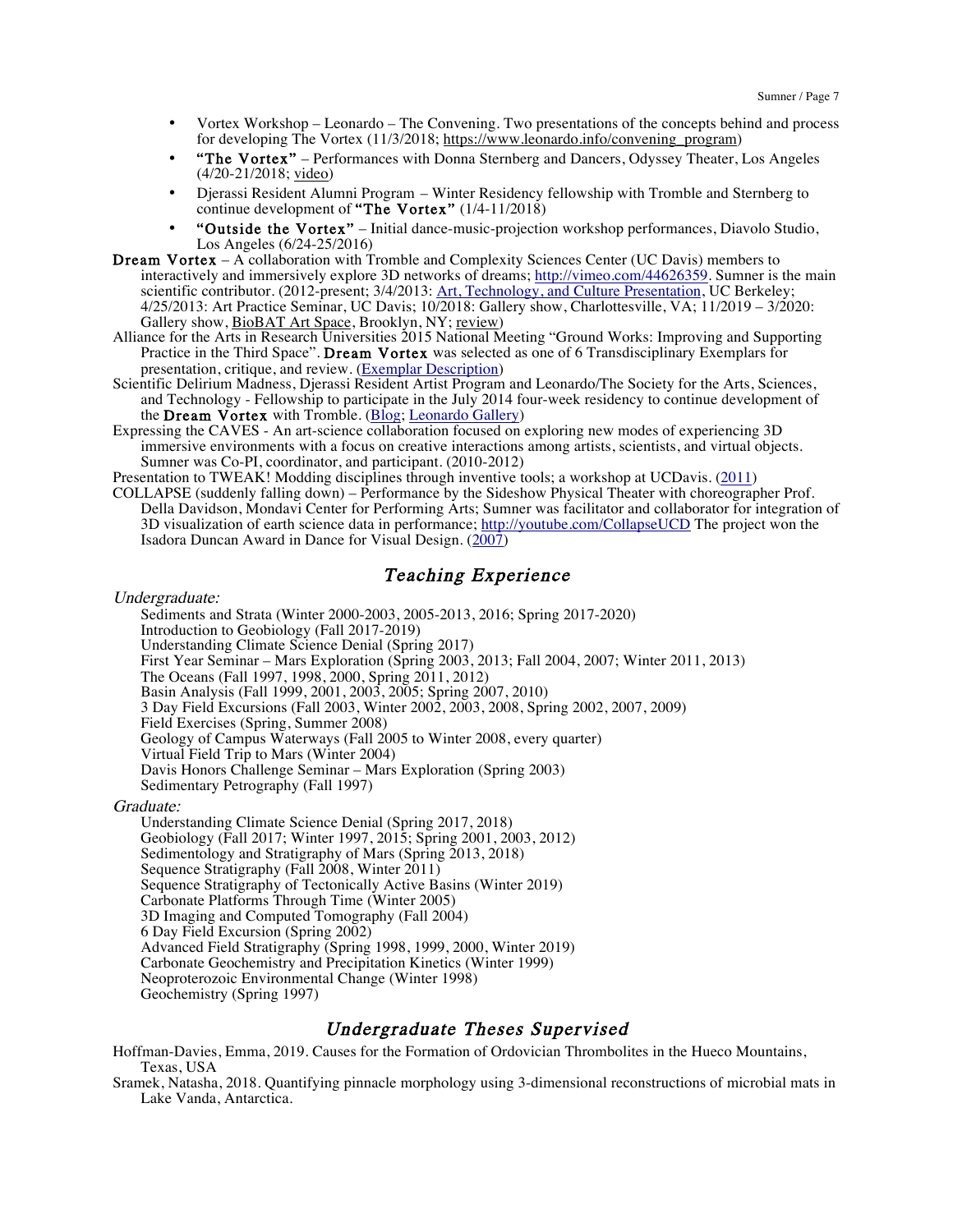- Vortex Workshop – Leonardo – The Convening. Two presentations of the concepts behind and process for developing The Vortex (11/3/2018; https://www.leonardo.info/convening_program)
- **"The Vortex"** – Performances with Donna Sternberg and Dancers, Odyssey Theater, Los Angeles (4/20-21/2018; video)
- Djerassi Resident Alumni Program – Winter Residency fellowship with Tromble and Sternberg to continue development of **"The Vortex"** (1/4-11/2018)
- **"Outside the Vortex"** – Initial dance-music-projection workshop performances, Diavolo Studio, Los Angeles (6/24-25/2016)

**Dream Vortex** – A collaboration with Tromble and Complexity Sciences Center (UC Davis) members to interactively and immersively explore 3D networks of dreams; http://vimeo.com/44626359. Sumner is the main scientific contributor. (2012-present; 3/4/2013: Art, Technology, and Culture Presentation, UC Berkeley; 4/25/2013: Art Practice Seminar, UC Davis; 10/2018: Gallery show, Charlottesville, VA; 11/2019 – 3/2020: Gallery show, BioBAT Art Space, Brooklyn, NY; review)

Alliance for the Arts in Research Universities 2015 National Meeting "Ground Works: Improving and Supporting Practice in the Third Space". **Dream Vortex** was selected as one of 6 Transdisciplinary Exemplars for presentation, critique, and review. (Exemplar Description)

Scientific Delirium Madness, Djerassi Resident Artist Program and Leonardo/The Society for the Arts, Sciences, and Technology - Fellowship to participate in the July 2014 four-week residency to continue development of the **Dream Vortex** with Tromble. (Blog; Leonardo Gallery)

Expressing the CAVES - An art-science collaboration focused on exploring new modes of experiencing 3D immersive environments with a focus on creative interactions among artists, scientists, and virtual objects. Sumner was Co-PI, coordinator, and participant. (2010-2012)

Presentation to TWEAK! Modding disciplines through inventive tools; a workshop at UCDavis. (2011)

COLLAPSE (suddenly falling down) – Performance by the Sideshow Physical Theater with choreographer Prof. Della Davidson, Mondavi Center for Performing Arts; Sumner was facilitator and collaborator for integration of 3D visualization of earth science data in performance; http://youtube.com/CollapseUCD The project won the Isadora Duncan Award in Dance for Visual Design. (2007)

## *Teaching Experience*

*Undergraduate:*

Sediments and Strata (Winter 2000-2003, 2005-2013, 2016; Spring 2017-2020)
Introduction to Geobiology (Fall 2017-2019)
Understanding Climate Science Denial (Spring 2017)
First Year Seminar – Mars Exploration (Spring 2003, 2013; Fall 2004, 2007; Winter 2011, 2013)
The Oceans (Fall 1997, 1998, 2000, Spring 2011, 2012)
Basin Analysis (Fall 1999, 2001, 2003, 2005; Spring 2007, 2010)
3 Day Field Excursions (Fall 2003, Winter 2002, 2003, 2008, Spring 2002, 2007, 2009)
Field Exercises (Spring, Summer 2008)
Geology of Campus Waterways (Fall 2005 to Winter 2008, every quarter)
Virtual Field Trip to Mars (Winter 2004)
Davis Honors Challenge Seminar – Mars Exploration (Spring 2003)
Sedimentary Petrography (Fall 1997)

*Graduate:*

Understanding Climate Science Denial (Spring 2017, 2018)
Geobiology (Fall 2017; Winter 1997, 2015; Spring 2001, 2003, 2012)
Sedimentology and Stratigraphy of Mars (Spring 2013, 2018)
Sequence Stratigraphy (Fall 2008, Winter 2011)
Sequence Stratigraphy of Tectonically Active Basins (Winter 2019)
Carbonate Platforms Through Time (Winter 2005)
3D Imaging and Computed Tomography (Fall 2004)
6 Day Field Excursion (Spring 2002)
Advanced Field Stratigraphy (Spring 1998, 1999, 2000, Winter 2019)
Carbonate Geochemistry and Precipitation Kinetics (Winter 1999)
Neoproterozoic Environmental Change (Winter 1998)
Geochemistry (Spring 1997)

## *Undergraduate Theses Supervised*

Hoffman-Davies, Emma, 2019. Causes for the Formation of Ordovician Thrombolites in the Hueco Mountains, Texas, USA

Sramek, Natasha, 2018. Quantifying pinnacle morphology using 3-dimensional reconstructions of microbial mats in Lake Vanda, Antarctica.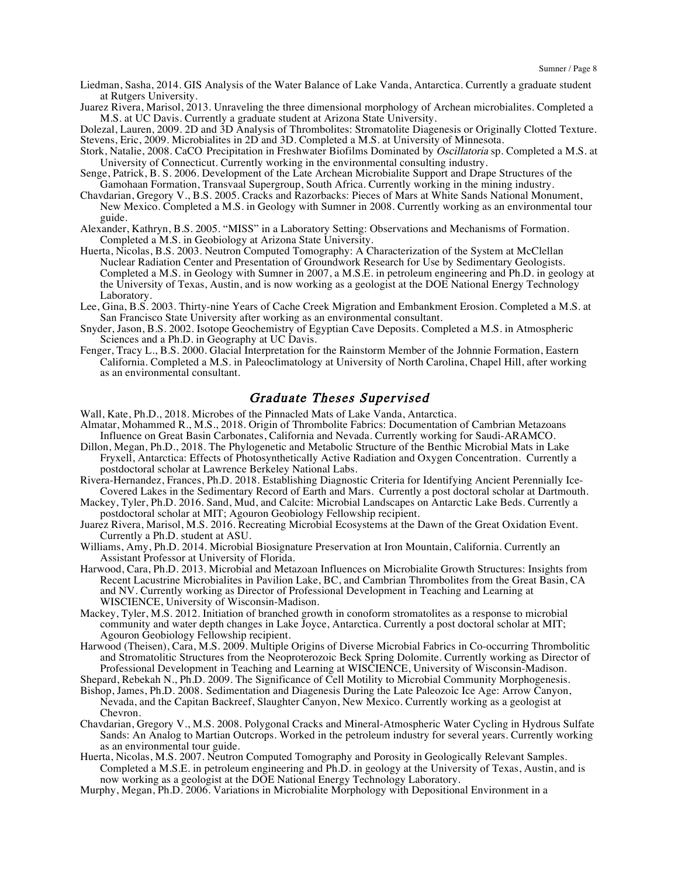Liedman, Sasha, 2014. GIS Analysis of the Water Balance of Lake Vanda, Antarctica. Currently a graduate student at Rutgers University.

Juarez Rivera, Marisol, 2013. Unraveling the three dimensional morphology of Archean microbialites. Completed a M.S. at UC Davis. Currently a graduate student at Arizona State University.

Dolezal, Lauren, 2009. 2D and 3D Analysis of Thrombolites: Stromatolite Diagenesis or Originally Clotted Texture.

Stevens, Eric, 2009. Microbialites in 2D and 3D. Completed a M.S. at University of Minnesota.

Stork, Natalie, 2008. CaCO Precipitation in Freshwater Biofilms Dominated by *Oscillatoria* sp. Completed a M.S. at University of Connecticut. Currently working in the environmental consulting industry.

Senge, Patrick, B. S. 2006. Development of the Late Archean Microbialite Support and Drape Structures of the Gamohaan Formation, Transvaal Supergroup, South Africa. Currently working in the mining industry.

Chavdarian, Gregory V., B.S. 2005. Cracks and Razorbacks: Pieces of Mars at White Sands National Monument, New Mexico. Completed a M.S. in Geology with Sumner in 2008. Currently working as an environmental tour guide.

Alexander, Kathryn, B.S. 2005. "MISS" in a Laboratory Setting: Observations and Mechanisms of Formation. Completed a M.S. in Geobiology at Arizona State University.

Huerta, Nicolas, B.S. 2003. Neutron Computed Tomography: A Characterization of the System at McClellan Nuclear Radiation Center and Presentation of Groundwork Research for Use by Sedimentary Geologists. Completed a M.S. in Geology with Sumner in 2007, a M.S.E. in petroleum engineering and Ph.D. in geology at the University of Texas, Austin, and is now working as a geologist at the DOE National Energy Technology Laboratory.

Lee, Gina, B.S. 2003. Thirty-nine Years of Cache Creek Migration and Embankment Erosion. Completed a M.S. at San Francisco State University after working as an environmental consultant.

Snyder, Jason, B.S. 2002. Isotope Geochemistry of Egyptian Cave Deposits. Completed a M.S. in Atmospheric Sciences and a Ph.D. in Geography at UC Davis.

Fenger, Tracy L., B.S. 2000. Glacial Interpretation for the Rainstorm Member of the Johnnie Formation, Eastern California. Completed a M.S. in Paleoclimatology at University of North Carolina, Chapel Hill, after working as an environmental consultant.

## *Graduate Theses Supervised*

Wall, Kate, Ph.D., 2018. Microbes of the Pinnacled Mats of Lake Vanda, Antarctica.

Almatar, Mohammed R., M.S., 2018. Origin of Thrombolite Fabrics: Documentation of Cambrian Metazoans Influence on Great Basin Carbonates, California and Nevada. Currently working for Saudi-ARAMCO.

Dillon, Megan, Ph.D., 2018. The Phylogenetic and Metabolic Structure of the Benthic Microbial Mats in Lake Fryxell, Antarctica: Effects of Photosynthetically Active Radiation and Oxygen Concentration. Currently a postdoctoral scholar at Lawrence Berkeley National Labs.

Rivera-Hernandez, Frances, Ph.D. 2018. Establishing Diagnostic Criteria for Identifying Ancient Perennially Ice-Covered Lakes in the Sedimentary Record of Earth and Mars. Currently a post doctoral scholar at Dartmouth.

Mackey, Tyler, Ph.D. 2016. Sand, Mud, and Calcite: Microbial Landscapes on Antarctic Lake Beds. Currently a postdoctoral scholar at MIT; Agouron Geobiology Fellowship recipient.

Juarez Rivera, Marisol, M.S. 2016. Recreating Microbial Ecosystems at the Dawn of the Great Oxidation Event. Currently a Ph.D. student at ASU.

Williams, Amy, Ph.D. 2014. Microbial Biosignature Preservation at Iron Mountain, California. Currently an Assistant Professor at University of Florida.

Harwood, Cara, Ph.D. 2013. Microbial and Metazoan Influences on Microbialite Growth Structures: Insights from Recent Lacustrine Microbialites in Pavilion Lake, BC, and Cambrian Thrombolites from the Great Basin, CA and NV. Currently working as Director of Professional Development in Teaching and Learning at WISCIENCE, University of Wisconsin-Madison.

Mackey, Tyler, M.S. 2012. Initiation of branched growth in conoform stromatolites as a response to microbial community and water depth changes in Lake Joyce, Antarctica. Currently a post doctoral scholar at MIT; Agouron Geobiology Fellowship recipient.

Harwood (Theisen), Cara, M.S. 2009. Multiple Origins of Diverse Microbial Fabrics in Co-occurring Thrombolitic and Stromatolitic Structures from the Neoproterozoic Beck Spring Dolomite. Currently working as Director of Professional Development in Teaching and Learning at WISCIENCE, University of Wisconsin-Madison.

Shepard, Rebekah N., Ph.D. 2009. The Significance of Cell Motility to Microbial Community Morphogenesis.

Bishop, James, Ph.D. 2008. Sedimentation and Diagenesis During the Late Paleozoic Ice Age: Arrow Canyon, Nevada, and the Capitan Backreef, Slaughter Canyon, New Mexico. Currently working as a geologist at Chevron.

Chavdarian, Gregory V., M.S. 2008. Polygonal Cracks and Mineral-Atmospheric Water Cycling in Hydrous Sulfate Sands: An Analog to Martian Outcrops. Worked in the petroleum industry for several years. Currently working as an environmental tour guide.

Huerta, Nicolas, M.S. 2007. Neutron Computed Tomography and Porosity in Geologically Relevant Samples. Completed a M.S.E. in petroleum engineering and Ph.D. in geology at the University of Texas, Austin, and is now working as a geologist at the DOE National Energy Technology Laboratory.

Murphy, Megan, Ph.D. 2006. Variations in Microbialite Morphology with Depositional Environment in a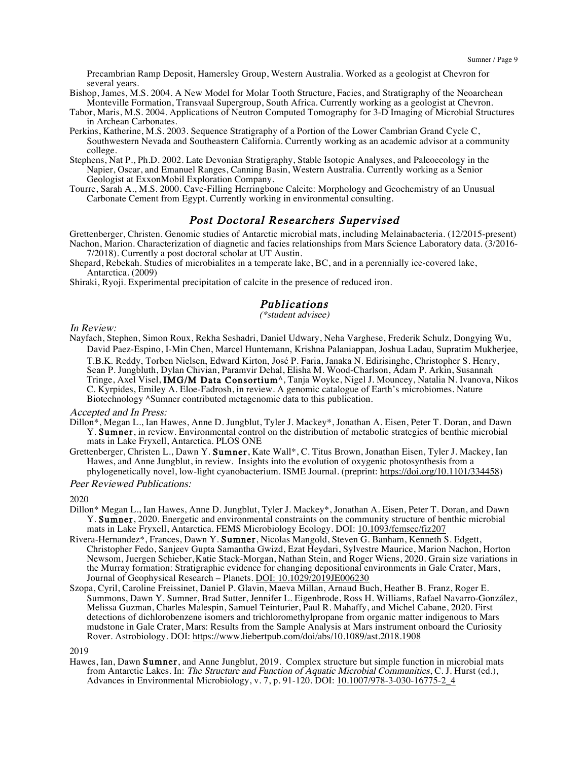Precambrian Ramp Deposit, Hamersley Group, Western Australia. Worked as a geologist at Chevron for several years.

Bishop, James, M.S. 2004. A New Model for Molar Tooth Structure, Facies, and Stratigraphy of the Neoarchean Monteville Formation, Transvaal Supergroup, South Africa. Currently working as a geologist at Chevron.

Tabor, Maris, M.S. 2004. Applications of Neutron Computed Tomography for 3-D Imaging of Microbial Structures in Archean Carbonates.

Perkins, Katherine, M.S. 2003. Sequence Stratigraphy of a Portion of the Lower Cambrian Grand Cycle C, Southwestern Nevada and Southeastern California. Currently working as an academic advisor at a community college.

Stephens, Nat P., Ph.D. 2002. Late Devonian Stratigraphy, Stable Isotopic Analyses, and Paleoecology in the Napier, Oscar, and Emanuel Ranges, Canning Basin, Western Australia. Currently working as a Senior Geologist at ExxonMobil Exploration Company.

Tourre, Sarah A., M.S. 2000. Cave-Filling Herringbone Calcite: Morphology and Geochemistry of an Unusual Carbonate Cement from Egypt. Currently working in environmental consulting.

## *Post Doctoral Researchers Supervised*

Grettenberger, Christen. Genomic studies of Antarctic microbial mats, including Melainabacteria. (12/2015-present)

Nachon, Marion. Characterization of diagnetic and facies relationships from Mars Science Laboratory data. (3/2016-7/2018). Currently a post doctoral scholar at UT Austin.

Shepard, Rebekah. Studies of microbialites in a temperate lake, BC, and in a perennially ice-covered lake, Antarctica. (2009)

Shiraki, Ryoji. Experimental precipitation of calcite in the presence of reduced iron.

## *Publications*

*(\*student advisee)*

*In Review:*

Nayfach, Stephen, Simon Roux, Rekha Seshadri, Daniel Udwary, Neha Varghese, Frederik Schulz, Dongying Wu, David Paez-Espino, I-Min Chen, Marcel Huntemann, Krishna Palaniappan, Joshua Ladau, Supratim Mukherjee, T.B.K. Reddy, Torben Nielsen, Edward Kirton, José P. Faria, Janaka N. Edirisinghe, Christopher S. Henry, Sean P. Jungbluth, Dylan Chivian, Paramvir Dehal, Elisha M. Wood-Charlson, Adam P. Arkin, Susannah Tringe, Axel Visel, **IMG/M Data Consortium**^, Tanja Woyke, Nigel J. Mouncey, Natalia N. Ivanova, Nikos C. Kyrpides, Emiley A. Eloe-Fadrosh, in review. A genomic catalogue of Earth's microbiomes. Nature Biotechnology ^Sumner contributed metagenomic data to this publication.

*Accepted and In Press:*

Dillon*, Megan L., Ian Hawes, Anne D. Jungblut, Tyler J. Mackey*, Jonathan A. Eisen, Peter T. Doran, and Dawn Y. **Sumner**, in review. Environmental control on the distribution of metabolic strategies of benthic microbial mats in Lake Fryxell, Antarctica. PLOS ONE

Grettenberger, Christen L., Dawn Y. **Sumner**, Kate Wall*, C. Titus Brown, Jonathan Eisen, Tyler J. Mackey, Ian Hawes, and Anne Jungblut, in review. Insights into the evolution of oxygenic photosynthesis from a phylogenetically novel, low-light cyanobacterium. ISME Journal. (preprint: https://doi.org/10.1101/334458)

*Peer Reviewed Publications:*

2020

Dillon* Megan L., Ian Hawes, Anne D. Jungblut, Tyler J. Mackey*, Jonathan A. Eisen, Peter T. Doran, and Dawn Y. **Sumner**, 2020. Energetic and environmental constraints on the community structure of benthic microbial mats in Lake Fryxell, Antarctica. FEMS Microbiology Ecology. DOI: 10.1093/femsec/fiz207

Rivera-Hernandez*, Frances, Dawn Y. **Sumner**, Nicolas Mangold, Steven G. Banham, Kenneth S. Edgett, Christopher Fedo, Sanjeev Gupta Samantha Gwizd, Ezat Heydari, Sylvestre Maurice, Marion Nachon, Horton Newsom, Juergen Schieber, Katie Stack-Morgan, Nathan Stein, and Roger Wiens, 2020. Grain size variations in the Murray formation: Stratigraphic evidence for changing depositional environments in Gale Crater, Mars, Journal of Geophysical Research – Planets. DOI: 10.1029/2019JE006230

Szopa, Cyril, Caroline Freissinet, Daniel P. Glavin, Maeva Millan, Arnaud Buch, Heather B. Franz, Roger E. Summons, Dawn Y. Sumner, Brad Sutter, Jennifer L. Eigenbrode, Ross H. Williams, Rafael Navarro-González, Melissa Guzman, Charles Malespin, Samuel Teinturier, Paul R. Mahaffy, and Michel Cabane, 2020. First detections of dichlorobenzene isomers and trichloromethylpropane from organic matter indigenous to Mars mudstone in Gale Crater, Mars: Results from the Sample Analysis at Mars instrument onboard the Curiosity Rover. Astrobiology. DOI: https://www.liebertpub.com/doi/abs/10.1089/ast.2018.1908

2019

Hawes, Ian, Dawn **Sumner**, and Anne Jungblut, 2019. Complex structure but simple function in microbial mats from Antarctic Lakes. In: *The Structure and Function of Aquatic Microbial Communities*, C. J. Hurst (ed.), Advances in Environmental Microbiology, v. 7, p. 91-120. DOI: 10.1007/978-3-030-16775-2_4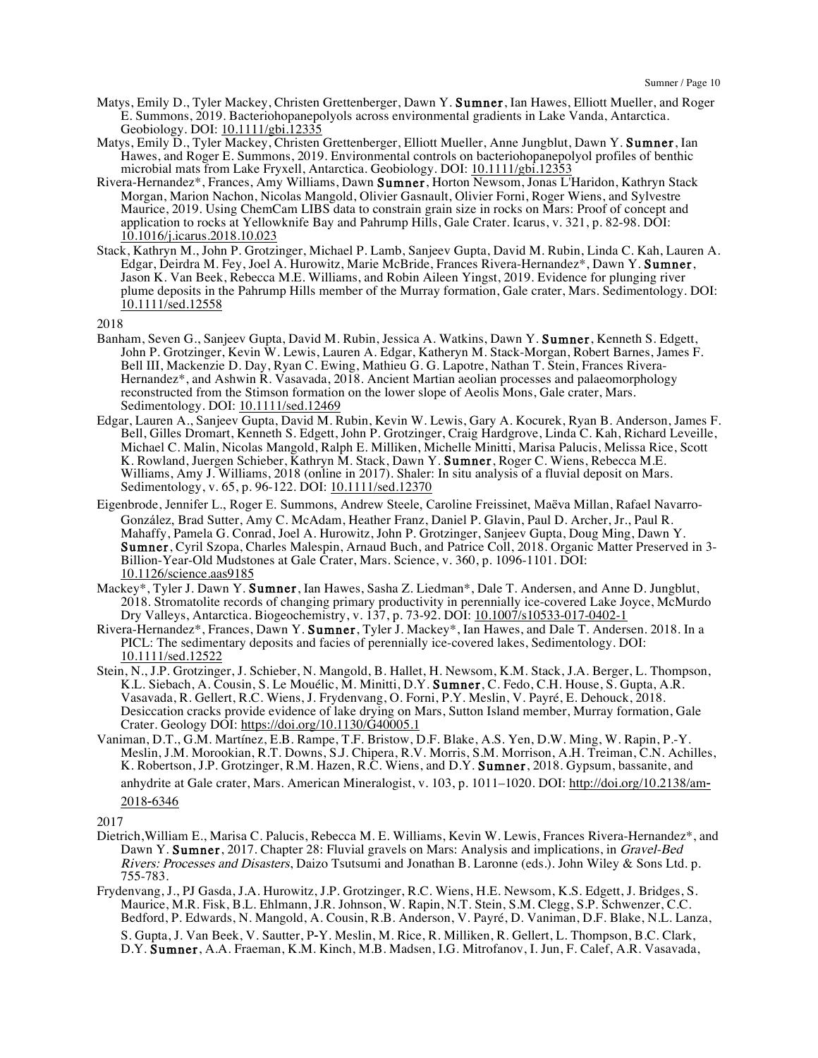Matys, Emily D., Tyler Mackey, Christen Grettenberger, Dawn Y. **Sumner**, Ian Hawes, Elliott Mueller, and Roger E. Summons, 2019. Bacteriohopanepolyols across environmental gradients in Lake Vanda, Antarctica. Geobiology. DOI: 10.1111/gbi.12335

Matys, Emily D., Tyler Mackey, Christen Grettenberger, Elliott Mueller, Anne Jungblut, Dawn Y. **Sumner**, Ian Hawes, and Roger E. Summons, 2019. Environmental controls on bacteriohopanepolyol profiles of benthic microbial mats from Lake Fryxell, Antarctica. Geobiology. DOI: 10.1111/gbi.12353

Rivera-Hernandez*, Frances, Amy Williams, Dawn **Sumner**, Horton Newsom, Jonas L'Haridon, Kathryn Stack Morgan, Marion Nachon, Nicolas Mangold, Olivier Gasnault, Olivier Forni, Roger Wiens, and Sylvestre Maurice, 2019. Using ChemCam LIBS data to constrain grain size in rocks on Mars: Proof of concept and application to rocks at Yellowknife Bay and Pahrump Hills, Gale Crater. Icarus, v. 321, p. 82-98. DOI: 10.1016/j.icarus.2018.10.023

Stack, Kathryn M., John P. Grotzinger, Michael P. Lamb, Sanjeev Gupta, David M. Rubin, Linda C. Kah, Lauren A. Edgar, Deirdra M. Fey, Joel A. Hurowitz, Marie McBride, Frances Rivera-Hernandez*, Dawn Y. **Sumner**, Jason K. Van Beek, Rebecca M.E. Williams, and Robin Aileen Yingst, 2019. Evidence for plunging river plume deposits in the Pahrump Hills member of the Murray formation, Gale crater, Mars. Sedimentology. DOI: 10.1111/sed.12558

2018

Banham, Seven G., Sanjeev Gupta, David M. Rubin, Jessica A. Watkins, Dawn Y. **Sumner**, Kenneth S. Edgett, John P. Grotzinger, Kevin W. Lewis, Lauren A. Edgar, Katheryn M. Stack-Morgan, Robert Barnes, James F. Bell III, Mackenzie D. Day, Ryan C. Ewing, Mathieu G. G. Lapotre, Nathan T. Stein, Frances Rivera-Hernandez*, and Ashwin R. Vasavada, 2018. Ancient Martian aeolian processes and palaeomorphology reconstructed from the Stimson formation on the lower slope of Aeolis Mons, Gale crater, Mars. Sedimentology. DOI: 10.1111/sed.12469

Edgar, Lauren A., Sanjeev Gupta, David M. Rubin, Kevin W. Lewis, Gary A. Kocurek, Ryan B. Anderson, James F. Bell, Gilles Dromart, Kenneth S. Edgett, John P. Grotzinger, Craig Hardgrove, Linda C. Kah, Richard Leveille, Michael C. Malin, Nicolas Mangold, Ralph E. Milliken, Michelle Minitti, Marisa Palucis, Melissa Rice, Scott K. Rowland, Juergen Schieber, Kathryn M. Stack, Dawn Y. **Sumner**, Roger C. Wiens, Rebecca M.E. Williams, Amy J. Williams, 2018 (online in 2017). Shaler: In situ analysis of a fluvial deposit on Mars. Sedimentology, v. 65, p. 96-122. DOI: 10.1111/sed.12370

Eigenbrode, Jennifer L., Roger E. Summons, Andrew Steele, Caroline Freissinet, Maëva Millan, Rafael Navarro-González, Brad Sutter, Amy C. McAdam, Heather Franz, Daniel P. Glavin, Paul D. Archer, Jr., Paul R. Mahaffy, Pamela G. Conrad, Joel A. Hurowitz, John P. Grotzinger, Sanjeev Gupta, Doug Ming, Dawn Y. **Sumner**, Cyril Szopa, Charles Malespin, Arnaud Buch, and Patrice Coll, 2018. Organic Matter Preserved in 3-Billion-Year-Old Mudstones at Gale Crater, Mars. Science, v. 360, p. 1096-1101. DOI: 10.1126/science.aas9185

Mackey*, Tyler J. Dawn Y. **Sumner**, Ian Hawes, Sasha Z. Liedman*, Dale T. Andersen, and Anne D. Jungblut, 2018. Stromatolite records of changing primary productivity in perennially ice-covered Lake Joyce, McMurdo Dry Valleys, Antarctica. Biogeochemistry, v. 137, p. 73-92. DOI: 10.1007/s10533-017-0402-1

Rivera-Hernandez*, Frances, Dawn Y. **Sumner**, Tyler J. Mackey*, Ian Hawes, and Dale T. Andersen. 2018. In a PICL: The sedimentary deposits and facies of perennially ice-covered lakes, Sedimentology. DOI: 10.1111/sed.12522

Stein, N., J.P. Grotzinger, J. Schieber, N. Mangold, B. Hallet, H. Newsom, K.M. Stack, J.A. Berger, L. Thompson, K.L. Siebach, A. Cousin, S. Le Mouélic, M. Minitti, D.Y. **Sumner**, C. Fedo, C.H. House, S. Gupta, A.R. Vasavada, R. Gellert, R.C. Wiens, J. Frydenvang, O. Forni, P.Y. Meslin, V. Payré, E. Dehouck, 2018. Desiccation cracks provide evidence of lake drying on Mars, Sutton Island member, Murray formation, Gale Crater. Geology DOI: https://doi.org/10.1130/G40005.1

Vaniman, D.T., G.M. Martínez, E.B. Rampe, T.F. Bristow, D.F. Blake, A.S. Yen, D.W. Ming, W. Rapin, P.-Y. Meslin, J.M. Morookian, R.T. Downs, S.J. Chipera, R.V. Morris, S.M. Morrison, A.H. Treiman, C.N. Achilles, K. Robertson, J.P. Grotzinger, R.M. Hazen, R.C. Wiens, and D.Y. **Sumner**, 2018. Gypsum, bassanite, and anhydrite at Gale crater, Mars. American Mineralogist, v. 103, p. 1011–1020. DOI: http://doi.org/10.2138/am-2018-6346

2017

Dietrich, William E., Marisa C. Palucis, Rebecca M. E. Williams, Kevin W. Lewis, Frances Rivera-Hernandez*, and Dawn Y. **Sumner**, 2017. Chapter 28: Fluvial gravels on Mars: Analysis and implications, in *Gravel-Bed Rivers: Processes and Disasters*, Daizo Tsutsumi and Jonathan B. Laronne (eds.). John Wiley & Sons Ltd. p. 755-783.

Frydenvang, J., PJ Gasda, J.A. Hurowitz, J.P. Grotzinger, R.C. Wiens, H.E. Newsom, K.S. Edgett, J. Bridges, S. Maurice, M.R. Fisk, B.L. Ehlmann, J.R. Johnson, W. Rapin, N.T. Stein, S.M. Clegg, S.P. Schwenzer, C.C. Bedford, P. Edwards, N. Mangold, A. Cousin, R.B. Anderson, V. Payré, D. Vaniman, D.F. Blake, N.L. Lanza, S. Gupta, J. Van Beek, V. Sautter, P-Y. Meslin, M. Rice, R. Milliken, R. Gellert, L. Thompson, B.C. Clark, D.Y. **Sumner**, A.A. Fraeman, K.M. Kinch, M.B. Madsen, I.G. Mitrofanov, I. Jun, F. Calef, A.R. Vasavada,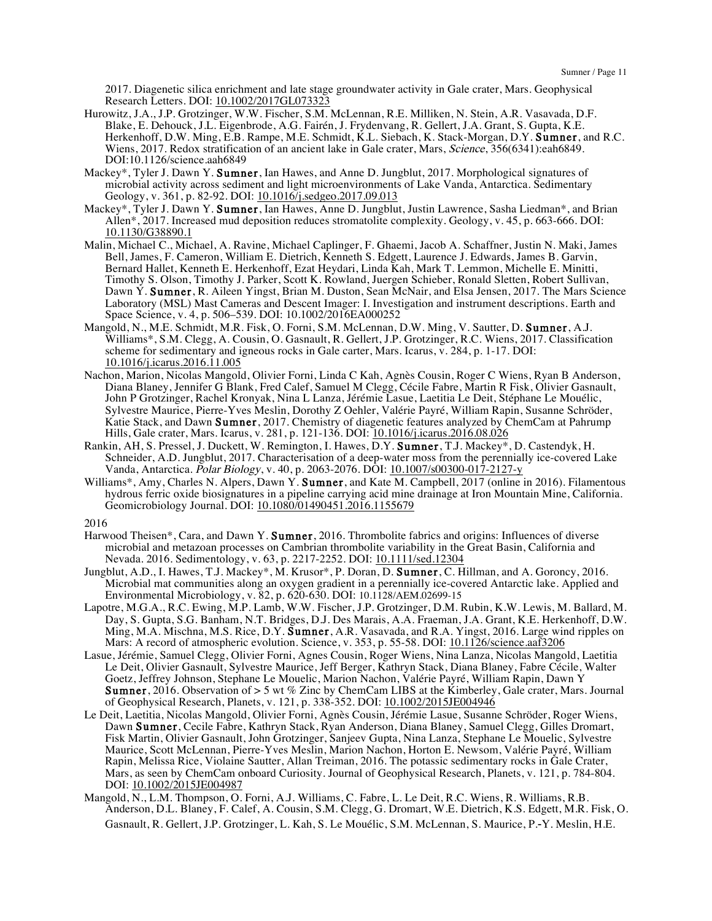2017. Diagenetic silica enrichment and late stage groundwater activity in Gale crater, Mars. Geophysical Research Letters. DOI: 10.1002/2017GL073323

Hurowitz, J.A., J.P. Grotzinger, W.W. Fischer, S.M. McLennan, R.E. Milliken, N. Stein, A.R. Vasavada, D.F. Blake, E. Dehouck, J.L. Eigenbrode, A.G. Fairén, J. Frydenvang, R. Gellert, J.A. Grant, S. Gupta, K.E. Herkenhoff, D.W. Ming, E.B. Rampe, M.E. Schmidt, K.L. Siebach, K. Stack-Morgan, D.Y. **Sumner**, and R.C. Wiens, 2017. Redox stratification of an ancient lake in Gale crater, Mars, *Science*, 356(6341):eah6849. DOI:10.1126/science.aah6849

Mackey*, Tyler J. Dawn Y. **Sumner**, Ian Hawes, and Anne D. Jungblut, 2017. Morphological signatures of microbial activity across sediment and light microenvironments of Lake Vanda, Antarctica. Sedimentary Geology, v. 361, p. 82-92. DOI: 10.1016/j.sedgeo.2017.09.013

Mackey*, Tyler J. Dawn Y. **Sumner**, Ian Hawes, Anne D. Jungblut, Justin Lawrence, Sasha Liedman*, and Brian Allen*, 2017. Increased mud deposition reduces stromatolite complexity. Geology, v. 45, p. 663-666. DOI: 10.1130/G38890.1

Malin, Michael C., Michael, A. Ravine, Michael Caplinger, F. Ghaemi, Jacob A. Schaffner, Justin N. Maki, James Bell, James, F. Cameron, William E. Dietrich, Kenneth S. Edgett, Laurence J. Edwards, James B. Garvin, Bernard Hallet, Kenneth E. Herkenhoff, Ezat Heydari, Linda Kah, Mark T. Lemmon, Michelle E. Minitti, Timothy S. Olson, Timothy J. Parker, Scott K. Rowland, Juergen Schieber, Ronald Sletten, Robert Sullivan, Dawn Y. **Sumner**, R. Aileen Yingst, Brian M. Duston, Sean McNair, and Elsa Jensen, 2017. The Mars Science Laboratory (MSL) Mast Cameras and Descent Imager: I. Investigation and instrument descriptions. Earth and Space Science, v. 4, p. 506–539. DOI: 10.1002/2016EA000252

Mangold, N., M.E. Schmidt, M.R. Fisk, O. Forni, S.M. McLennan, D.W. Ming, V. Sautter, D. **Sumner**, A.J. Williams*, S.M. Clegg, A. Cousin, O. Gasnault, R. Gellert, J.P. Grotzinger, R.C. Wiens, 2017. Classification scheme for sedimentary and igneous rocks in Gale carter, Mars. Icarus, v. 284, p. 1-17. DOI: 10.1016/j.icarus.2016.11.005

Nachon, Marion, Nicolas Mangold, Olivier Forni, Linda C Kah, Agnès Cousin, Roger C Wiens, Ryan B Anderson, Diana Blaney, Jennifer G Blank, Fred Calef, Samuel M Clegg, Cécile Fabre, Martin R Fisk, Olivier Gasnault, John P Grotzinger, Rachel Kronyak, Nina L Lanza, Jérémie Lasue, Laetitia Le Deit, Stéphane Le Mouélic, Sylvestre Maurice, Pierre-Yves Meslin, Dorothy Z Oehler, Valérie Payré, William Rapin, Susanne Schröder, Katie Stack, and Dawn **Sumner**, 2017. Chemistry of diagenetic features analyzed by ChemCam at Pahrump Hills, Gale crater, Mars. Icarus, v. 281, p. 121-136. DOI: 10.1016/j.icarus.2016.08.026

Rankin, AH, S. Pressel, J. Duckett, W. Remington, I. Hawes, D.Y. **Sumner**, T.J. Mackey*, D. Castendyk, H. Schneider, A.D. Jungblut, 2017. Characterisation of a deep-water moss from the perennially ice-covered Lake Vanda, Antarctica. *Polar Biology*, v. 40, p. 2063-2076. DOI: 10.1007/s00300-017-2127-y

Williams*, Amy, Charles N. Alpers, Dawn Y. **Sumner**, and Kate M. Campbell, 2017 (online in 2016). Filamentous hydrous ferric oxide biosignatures in a pipeline carrying acid mine drainage at Iron Mountain Mine, California. Geomicrobiology Journal. DOI: 10.1080/01490451.2016.1155679

2016

Harwood Theisen*, Cara, and Dawn Y. **Sumner**, 2016. Thrombolite fabrics and origins: Influences of diverse microbial and metazoan processes on Cambrian thrombolite variability in the Great Basin, California and Nevada. 2016. Sedimentology, v. 63, p. 2217-2252. DOI: 10.1111/sed.12304

Jungblut, A.D., I. Hawes, T.J. Mackey*, M. Krusor*, P. Doran, D. **Sumner**, C. Hillman, and A. Goroncy, 2016. Microbial mat communities along an oxygen gradient in a perennially ice-covered Antarctic lake. Applied and Environmental Microbiology, v. 82, p. 620-630. DOI: 10.1128/AEM.02699-15

Lapotre, M.G.A., R.C. Ewing, M.P. Lamb, W.W. Fischer, J.P. Grotzinger, D.M. Rubin, K.W. Lewis, M. Ballard, M. Day, S. Gupta, S.G. Banham, N.T. Bridges, D.J. Des Marais, A.A. Fraeman, J.A. Grant, K.E. Herkenhoff, D.W. Ming, M.A. Mischna, M.S. Rice, D.Y. **Sumner**, A.R. Vasavada, and R.A. Yingst, 2016. Large wind ripples on Mars: A record of atmospheric evolution. Science, v. 353, p. 55-58. DOI: 10.1126/science.aaf3206

Lasue, Jérémie, Samuel Clegg, Olivier Forni, Agnes Cousin, Roger Wiens, Nina Lanza, Nicolas Mangold, Laetitia Le Deit, Olivier Gasnault, Sylvestre Maurice, Jeff Berger, Kathryn Stack, Diana Blaney, Fabre Cécile, Walter Goetz, Jeffrey Johnson, Stephane Le Mouelic, Marion Nachon, Valérie Payré, William Rapin, Dawn Y **Sumner**, 2016. Observation of > 5 wt % Zinc by ChemCam LIBS at the Kimberley, Gale crater, Mars. Journal of Geophysical Research, Planets, v. 121, p. 338-352. DOI: 10.1002/2015JE004946

Le Deit, Laetitia, Nicolas Mangold, Olivier Forni, Agnès Cousin, Jérémie Lasue, Susanne Schröder, Roger Wiens, Dawn **Sumner**, Cecile Fabre, Kathryn Stack, Ryan Anderson, Diana Blaney, Samuel Clegg, Gilles Dromart, Fisk Martin, Olivier Gasnault, John Grotzinger, Sanjeev Gupta, Nina Lanza, Stephane Le Mouelic, Sylvestre Maurice, Scott McLennan, Pierre-Yves Meslin, Marion Nachon, Horton E. Newsom, Valérie Payré, William Rapin, Melissa Rice, Violaine Sautter, Allan Treiman, 2016. The potassic sedimentary rocks in Gale Crater, Mars, as seen by ChemCam onboard Curiosity. Journal of Geophysical Research, Planets, v. 121, p. 784-804. DOI: 10.1002/2015JE004987

Mangold, N., L.M. Thompson, O. Forni, A.J. Williams, C. Fabre, L. Le Deit, R.C. Wiens, R. Williams, R.B. Anderson, D.L. Blaney, F. Calef, A. Cousin, S.M. Clegg, G. Dromart, W.E. Dietrich, K.S. Edgett, M.R. Fisk, O. Gasnault, R. Gellert, J.P. Grotzinger, L. Kah, S. Le Mouélic, S.M. McLennan, S. Maurice, P.-Y. Meslin, H.E.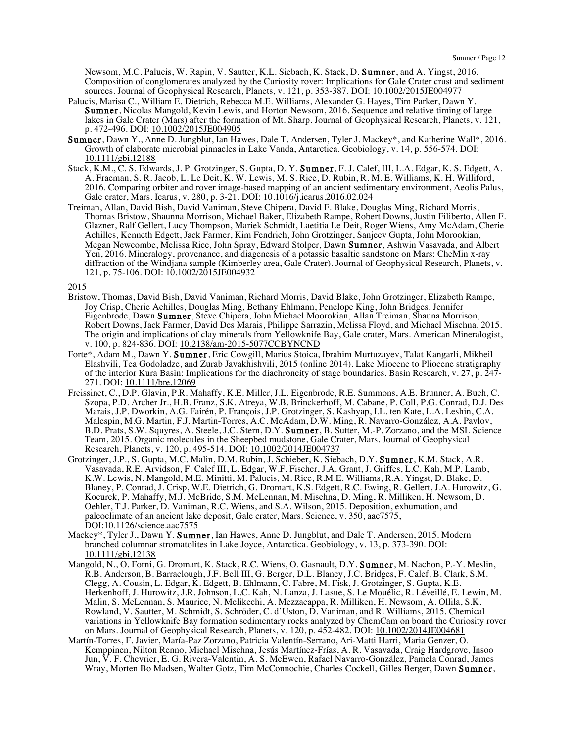Newsom, M.C. Palucis, W. Rapin, V. Sautter, K.L. Siebach, K. Stack, D. **Sumner**, and A. Yingst, 2016. Composition of conglomerates analyzed by the Curiosity rover: Implications for Gale Crater crust and sediment sources. Journal of Geophysical Research, Planets, v. 121, p. 353-387. DOI: 10.1002/2015JE004977

Palucis, Marisa C., William E. Dietrich, Rebecca M.E. Williams, Alexander G. Hayes, Tim Parker, Dawn Y. **Sumner**, Nicolas Mangold, Kevin Lewis, and Horton Newsom, 2016. Sequence and relative timing of large lakes in Gale Crater (Mars) after the formation of Mt. Sharp. Journal of Geophysical Research, Planets, v. 121, p. 472-496. DOI: 10.1002/2015JE004905

**Sumner**, Dawn Y., Anne D. Jungblut, Ian Hawes, Dale T. Andersen, Tyler J. Mackey*, and Katherine Wall*, 2016. Growth of elaborate microbial pinnacles in Lake Vanda, Antarctica. Geobiology, v. 14, p. 556-574. DOI: 10.1111/gbi.12188

Stack, K.M., C. S. Edwards, J. P. Grotzinger, S. Gupta, D. Y. **Sumner**, F. J. Calef, III, L.A. Edgar, K. S. Edgett, A. A. Fraeman, S. R. Jacob, L. Le Deit, K. W. Lewis, M. S. Rice, D. Rubin, R. M. E. Williams, K. H. Williford, 2016. Comparing orbiter and rover image-based mapping of an ancient sedimentary environment, Aeolis Palus, Gale crater, Mars. Icarus, v. 280, p. 3-21. DOI: 10.1016/j.icarus.2016.02.024

Treiman, Allan, David Bish, David Vaniman, Steve Chipera, David F. Blake, Douglas Ming, Richard Morris, Thomas Bristow, Shaunna Morrison, Michael Baker, Elizabeth Rampe, Robert Downs, Justin Filiberto, Allen F. Glazner, Ralf Gellert, Lucy Thompson, Mariek Schmidt, Laetitia Le Deit, Roger Wiens, Amy McAdam, Cherie Achilles, Kenneth Edgett, Jack Farmer, Kim Fendrich, John Grotzinger, Sanjeev Gupta, John Morookian, Megan Newcombe, Melissa Rice, John Spray, Edward Stolper, Dawn **Sumner**, Ashwin Vasavada, and Albert Yen, 2016. Mineralogy, provenance, and diagenesis of a potassic basaltic sandstone on Mars: CheMin x-ray diffraction of the Windjana sample (Kimberley area, Gale Crater). Journal of Geophysical Research, Planets, v. 121, p. 75-106. DOI: 10.1002/2015JE004932

2015

Bristow, Thomas, David Bish, David Vaniman, Richard Morris, David Blake, John Grotzinger, Elizabeth Rampe, Joy Crisp, Cherie Achilles, Douglas Ming, Bethany Ehlmann, Penelope King, John Bridges, Jennifer Eigenbrode, Dawn **Sumner**, Steve Chipera, John Michael Moorokian, Allan Treiman, Shauna Morrison, Robert Downs, Jack Farmer, David Des Marais, Philippe Sarrazin, Melissa Floyd, and Michael Mischna, 2015. The origin and implications of clay minerals from Yellowknife Bay, Gale crater, Mars. American Mineralogist, v. 100, p. 824-836. DOI: 10.2138/am-2015-5077CCBYNCND

Forte*, Adam M., Dawn Y. **Sumner**, Eric Cowgill, Marius Stoica, Ibrahim Murtuzayev, Talat Kangarli, Mikheil Elashvili, Tea Godoladze, and Zurab Javakhishvili, 2015 (online 2014). Lake Miocene to Pliocene stratigraphy of the interior Kura Basin: Implications for the diachroneity of stage boundaries. Basin Research, v. 27, p. 247-271. DOI: 10.1111/bre.12069

Freissinet, C., D.P. Glavin, P.R. Mahaffy, K.E. Miller, J.L. Eigenbrode, R.E. Summons, A.E. Brunner, A. Buch, C. Szopa, P.D. Archer Jr., H.B. Franz, S.K. Atreya, W.B. Brinckerhoff, M. Cabane, P. Coll, P.G. Conrad, D.J. Des Marais, J.P. Dworkin, A.G. Fairén, P. François, J.P. Grotzinger, S. Kashyap, I.L. ten Kate, L.A. Leshin, C.A. Malespin, M.G. Martin, F.J. Martin-Torres, A.C. McAdam, D.W. Ming, R. Navarro-González, A.A. Pavlov, B.D. Prats, S.W. Squyres, A. Steele, J.C. Stern, D.Y. **Sumner**, B. Sutter, M.-P. Zorzano, and the MSL Science Team, 2015. Organic molecules in the Sheepbed mudstone, Gale Crater, Mars. Journal of Geophysical Research, Planets, v. 120, p. 495-514. DOI: 10.1002/2014JE004737

Grotzinger, J.P., S. Gupta, M.C. Malin, D.M. Rubin, J. Schieber, K. Siebach, D.Y. **Sumner**, K.M. Stack, A.R. Vasavada, R.E. Arvidson, F. Calef III, L. Edgar, W.F. Fischer, J.A. Grant, J. Griffes, L.C. Kah, M.P. Lamb, K.W. Lewis, N. Mangold, M.E. Minitti, M. Palucis, M. Rice, R.M.E. Williams, R.A. Yingst, D. Blake, D. Blaney, P. Conrad, J. Crisp, W.E. Dietrich, G. Dromart, K.S. Edgett, R.C. Ewing, R. Gellert, J.A. Hurowitz, G. Kocurek, P. Mahaffy, M.J. McBride, S.M. McLennan, M. Mischna, D. Ming, R. Milliken, H. Newsom, D. Oehler, T.J. Parker, D. Vaniman, R.C. Wiens, and S.A. Wilson, 2015. Deposition, exhumation, and paleoclimate of an ancient lake deposit, Gale crater, Mars. Science, v. 350, aac7575, DOI:10.1126/science.aac7575

Mackey*, Tyler J., Dawn Y. **Sumner**, Ian Hawes, Anne D. Jungblut, and Dale T. Andersen, 2015. Modern branched columnar stromatolites in Lake Joyce, Antarctica. Geobiology, v. 13, p. 373-390. DOI: 10.1111/gbi.12138

Mangold, N., O. Forni, G. Dromart, K. Stack, R.C. Wiens, O. Gasnault, D.Y. **Sumner**, M. Nachon, P.-Y. Meslin, R.B. Anderson, B. Barraclough, J.F. Bell III, G. Berger, D.L. Blaney, J.C. Bridges, F. Calef, B. Clark, S.M. Clegg, A. Cousin, L. Edgar, K. Edgett, B. Ehlmann, C. Fabre, M. Fisk, J. Grotzinger, S. Gupta, K.E. Herkenhoff, J. Hurowitz, J.R. Johnson, L.C. Kah, N. Lanza, J. Lasue, S. Le Mouélic, R. Léveillé, E. Lewin, M. Malin, S. McLennan, S. Maurice, N. Melikechi, A. Mezzacappa, R. Milliken, H. Newsom, A. Ollila, S.K. Rowland, V. Sautter, M. Schmidt, S. Schröder, C. d'Uston, D. Vaniman, and R. Williams, 2015. Chemical variations in Yellowknife Bay formation sedimentary rocks analyzed by ChemCam on board the Curiosity rover on Mars. Journal of Geophysical Research, Planets, v. 120, p. 452-482. DOI: 10.1002/2014JE004681

Martín-Torres, F. Javier, María-Paz Zorzano, Patricia Valentín-Serrano, Ari-Matti Harri, Maria Genzer, O. Kemppinen, Nilton Renno, Michael Mischna, Jesús Martínez-Frías, A. R. Vasavada, Craig Hardgrove, Insoo Jun, V. F. Chevrier, E. G. Rivera-Valentin, A. S. McEwen, Rafael Navarro-González, Pamela Conrad, James Wray, Morten Bo Madsen, Walter Gotz, Tim McConnochie, Charles Cockell, Gilles Berger, Dawn **Sumner**,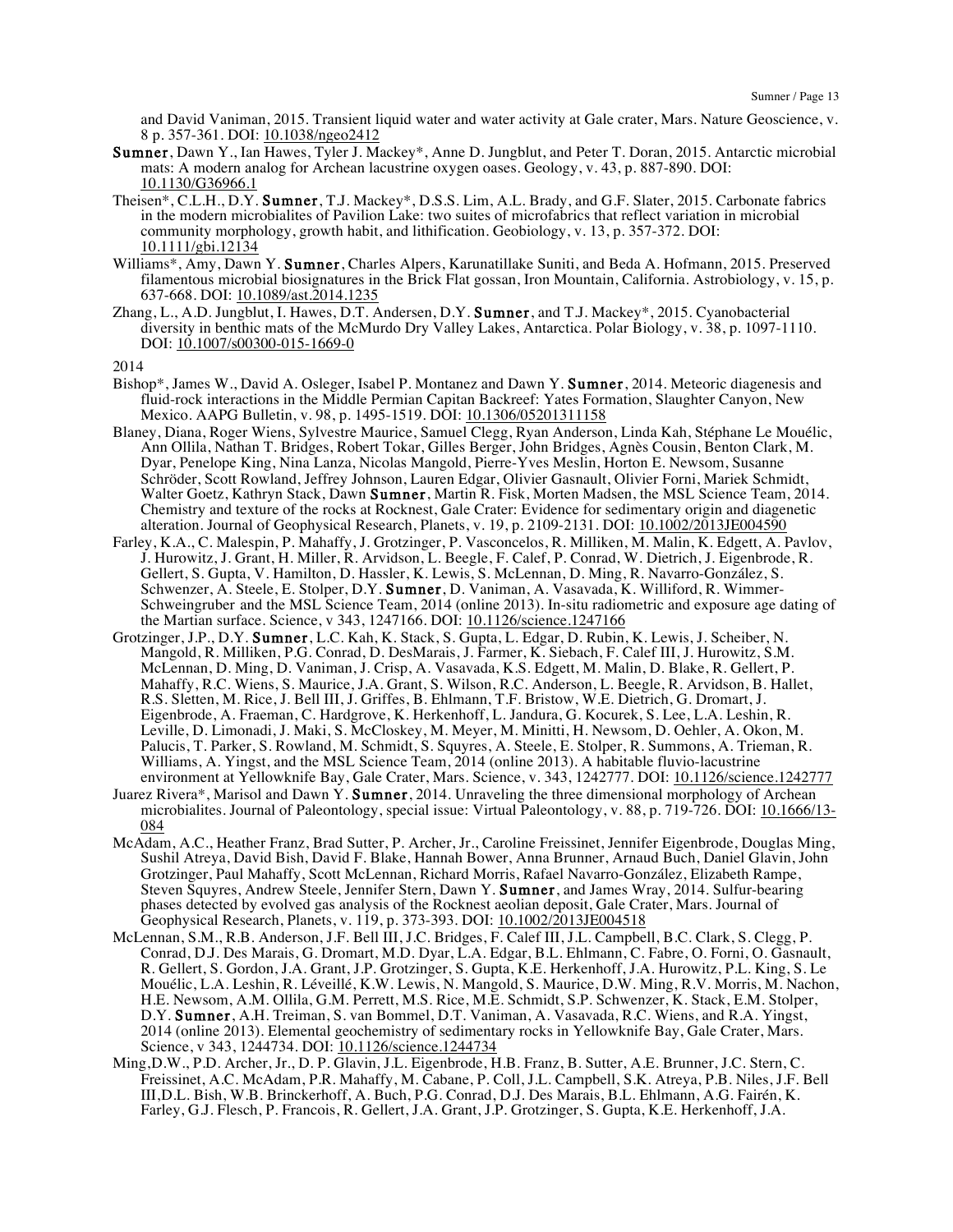and David Vaniman, 2015. Transient liquid water and water activity at Gale crater, Mars. Nature Geoscience, v. 8 p. 357-361. DOI: 10.1038/ngeo2412

**Sumner**, Dawn Y., Ian Hawes, Tyler J. Mackey*, Anne D. Jungblut, and Peter T. Doran, 2015. Antarctic microbial mats: A modern analog for Archean lacustrine oxygen oases. Geology, v. 43, p. 887-890. DOI: 10.1130/G36966.1

Theisen*, C.L.H., D.Y. **Sumner**, T.J. Mackey*, D.S.S. Lim, A.L. Brady, and G.F. Slater, 2015. Carbonate fabrics in the modern microbialites of Pavilion Lake: two suites of microfabrics that reflect variation in microbial community morphology, growth habit, and lithification. Geobiology, v. 13, p. 357-372. DOI: 10.1111/gbi.12134

Williams*, Amy, Dawn Y. **Sumner**, Charles Alpers, Karunatillake Suniti, and Beda A. Hofmann, 2015. Preserved filamentous microbial biosignatures in the Brick Flat gossan, Iron Mountain, California. Astrobiology, v. 15, p. 637-668. DOI: 10.1089/ast.2014.1235

Zhang, L., A.D. Jungblut, I. Hawes, D.T. Andersen, D.Y. **Sumner**, and T.J. Mackey*, 2015. Cyanobacterial diversity in benthic mats of the McMurdo Dry Valley Lakes, Antarctica. Polar Biology, v. 38, p. 1097-1110. DOI: 10.1007/s00300-015-1669-0

2014

Bishop*, James W., David A. Osleger, Isabel P. Montanez and Dawn Y. **Sumner**, 2014. Meteoric diagenesis and fluid-rock interactions in the Middle Permian Capitan Backreef: Yates Formation, Slaughter Canyon, New Mexico. AAPG Bulletin, v. 98, p. 1495-1519. DOI: 10.1306/05201311158

Blaney, Diana, Roger Wiens, Sylvestre Maurice, Samuel Clegg, Ryan Anderson, Linda Kah, Stéphane Le Mouélic, Ann Ollila, Nathan T. Bridges, Robert Tokar, Gilles Berger, John Bridges, Agnès Cousin, Benton Clark, M. Dyar, Penelope King, Nina Lanza, Nicolas Mangold, Pierre-Yves Meslin, Horton E. Newsom, Susanne Schröder, Scott Rowland, Jeffrey Johnson, Lauren Edgar, Olivier Gasnault, Olivier Forni, Mariek Schmidt, Walter Goetz, Kathryn Stack, Dawn **Sumner**, Martin R. Fisk, Morten Madsen, the MSL Science Team, 2014. Chemistry and texture of the rocks at Rocknest, Gale Crater: Evidence for sedimentary origin and diagenetic alteration. Journal of Geophysical Research, Planets, v. 19, p. 2109-2131. DOI: 10.1002/2013JE004590

Farley, K.A., C. Malespin, P. Mahaffy, J. Grotzinger, P. Vasconcelos, R. Milliken, M. Malin, K. Edgett, A. Pavlov, J. Hurowitz, J. Grant, H. Miller, R. Arvidson, L. Beegle, F. Calef, P. Conrad, W. Dietrich, J. Eigenbrode, R. Gellert, S. Gupta, V. Hamilton, D. Hassler, K. Lewis, S. McLennan, D. Ming, R. Navarro-González, S. Schwenzer, A. Steele, E. Stolper, D.Y. **Sumner**, D. Vaniman, A. Vasavada, K. Williford, R. Wimmer-Schweingruber and the MSL Science Team, 2014 (online 2013). In-situ radiometric and exposure age dating of the Martian surface. Science, v 343, 1247166. DOI: 10.1126/science.1247166

Grotzinger, J.P., D.Y. **Sumner**, L.C. Kah, K. Stack, S. Gupta, L. Edgar, D. Rubin, K. Lewis, J. Scheiber, N. Mangold, R. Milliken, P.G. Conrad, D. DesMarais, J. Farmer, K. Siebach, F. Calef III, J. Hurowitz, S.M. McLennan, D. Ming, D. Vaniman, J. Crisp, A. Vasavada, K.S. Edgett, M. Malin, D. Blake, R. Gellert, P. Mahaffy, R.C. Wiens, S. Maurice, J.A. Grant, S. Wilson, R.C. Anderson, L. Beegle, R. Arvidson, B. Hallet, R.S. Sletten, M. Rice, J. Bell III, J. Griffes, B. Ehlmann, T.F. Bristow, W.E. Dietrich, G. Dromart, J. Eigenbrode, A. Fraeman, C. Hardgrove, K. Herkenhoff, L. Jandura, G. Kocurek, S. Lee, L.A. Leshin, R. Leville, D. Limonadi, J. Maki, S. McCloskey, M. Meyer, M. Minitti, H. Newsom, D. Oehler, A. Okon, M. Palucis, T. Parker, S. Rowland, M. Schmidt, S. Squyres, A. Steele, E. Stolper, R. Summons, A. Trieman, R. Williams, A. Yingst, and the MSL Science Team, 2014 (online 2013). A habitable fluvio-lacustrine environment at Yellowknife Bay, Gale Crater, Mars. Science, v. 343, 1242777. DOI: 10.1126/science.1242777

Juarez Rivera*, Marisol and Dawn Y. **Sumner**, 2014. Unraveling the three dimensional morphology of Archean microbialites. Journal of Paleontology, special issue: Virtual Paleontology, v. 88, p. 719-726. DOI: 10.1666/13-084

McAdam, A.C., Heather Franz, Brad Sutter, P. Archer, Jr., Caroline Freissinet, Jennifer Eigenbrode, Douglas Ming, Sushil Atreya, David Bish, David F. Blake, Hannah Bower, Anna Brunner, Arnaud Buch, Daniel Glavin, John Grotzinger, Paul Mahaffy, Scott McLennan, Richard Morris, Rafael Navarro-González, Elizabeth Rampe, Steven Squyres, Andrew Steele, Jennifer Stern, Dawn Y. **Sumner**, and James Wray, 2014. Sulfur-bearing phases detected by evolved gas analysis of the Rocknest aeolian deposit, Gale Crater, Mars. Journal of Geophysical Research, Planets, v. 119, p. 373-393. DOI: 10.1002/2013JE004518

McLennan, S.M., R.B. Anderson, J.F. Bell III, J.C. Bridges, F. Calef III, J.L. Campbell, B.C. Clark, S. Clegg, P. Conrad, D.J. Des Marais, G. Dromart, M.D. Dyar, L.A. Edgar, B.L. Ehlmann, C. Fabre, O. Forni, O. Gasnault, R. Gellert, S. Gordon, J.A. Grant, J.P. Grotzinger, S. Gupta, K.E. Herkenhoff, J.A. Hurowitz, P.L. King, S. Le Mouélic, L.A. Leshin, R. Léveillé, K.W. Lewis, N. Mangold, S. Maurice, D.W. Ming, R.V. Morris, M. Nachon, H.E. Newsom, A.M. Ollila, G.M. Perrett, M.S. Rice, M.E. Schmidt, S.P. Schwenzer, K. Stack, E.M. Stolper, D.Y. **Sumner**, A.H. Treiman, S. van Bommel, D.T. Vaniman, A. Vasavada, R.C. Wiens, and R.A. Yingst, 2014 (online 2013). Elemental geochemistry of sedimentary rocks in Yellowknife Bay, Gale Crater, Mars. Science, v 343, 1244734. DOI: 10.1126/science.1244734

Ming, D.W., P.D. Archer, Jr., D. P. Glavin, J.L. Eigenbrode, H.B. Franz, B. Sutter, A.E. Brunner, J.C. Stern, C. Freissinet, A.C. McAdam, P.R. Mahaffy, M. Cabane, P. Coll, J.L. Campbell, S.K. Atreya, P.B. Niles, J.F. Bell III, D.L. Bish, W.B. Brinckerhoff, A. Buch, P.G. Conrad, D.J. Des Marais, B.L. Ehlmann, A.G. Fairén, K. Farley, G.J. Flesch, P. Francois, R. Gellert, J.A. Grant, J.P. Grotzinger, S. Gupta, K.E. Herkenhoff, J.A.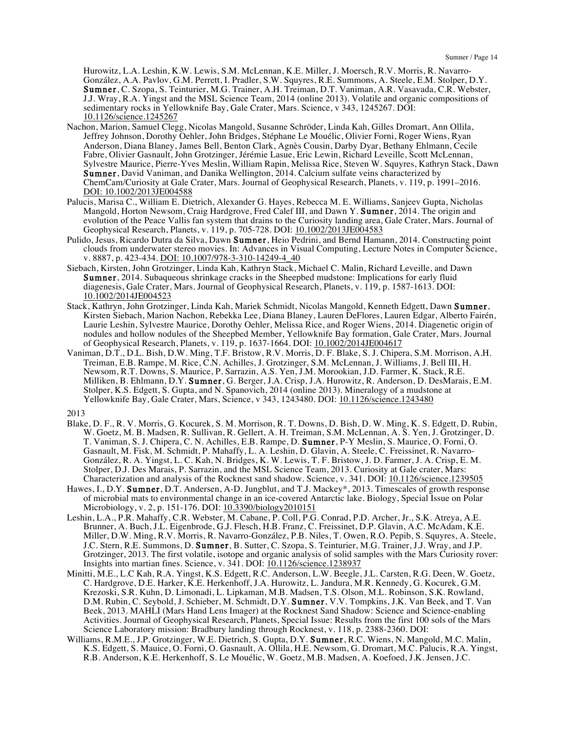Hurowitz, L.A. Leshin, K.W. Lewis, S.M. McLennan, K.E. Miller, J. Moersch, R.V. Morris, R. Navarro-González, A.A. Pavlov, G.M. Perrett, I. Pradler, S.W. Squyres, R.E. Summons, A. Steele, E.M. Stolper, D.Y. **Sumner**, C. Szopa, S. Teinturier, M.G. Trainer, A.H. Treiman, D.T. Vaniman, A.R. Vasavada, C.R. Webster, J.J. Wray, R.A. Yingst and the MSL Science Team, 2014 (online 2013). Volatile and organic compositions of sedimentary rocks in Yellowknife Bay, Gale Crater, Mars. Science, v 343, 1245267. DOI: 10.1126/science.1245267

Nachon, Marion, Samuel Clegg, Nicolas Mangold, Susanne Schröder, Linda Kah, Gilles Dromart, Ann Ollila, Jeffrey Johnson, Dorothy Oehler, John Bridges, Stéphane Le Mouélic, Olivier Forni, Roger Wiens, Ryan Anderson, Diana Blaney, James Bell, Benton Clark, Agnès Cousin, Darby Dyar, Bethany Ehlmann, Cecile Fabre, Olivier Gasnault, John Grotzinger, Jérémie Lasue, Eric Lewin, Richard Leveille, Scott McLennan, Sylvestre Maurice, Pierre-Yves Meslin, William Rapin, Melissa Rice, Steven W. Squyres, Kathryn Stack, Dawn **Sumner**, David Vaniman, and Danika Wellington, 2014. Calcium sulfate veins characterized by ChemCam/Curiosity at Gale Crater, Mars. Journal of Geophysical Research, Planets, v. 119, p. 1991–2016. DOI: 10.1002/2013JE004588

Palucis, Marisa C., William E. Dietrich, Alexander G. Hayes, Rebecca M. E. Williams, Sanjeev Gupta, Nicholas Mangold, Horton Newsom, Craig Hardgrove, Fred Calef III, and Dawn Y. **Sumner**, 2014. The origin and evolution of the Peace Vallis fan system that drains to the Curiosity landing area, Gale Crater, Mars. Journal of Geophysical Research, Planets, v. 119, p. 705-728. DOI: 10.1002/2013JE004583

Pulido, Jesus, Ricardo Dutra da Silva, Dawn **Sumner**, Heio Pedrini, and Bernd Hamann, 2014. Constructing point clouds from underwater stereo movies. In: Advances in Visual Computing, Lecture Notes in Computer Science, v. 8887, p. 423-434. DOI: 10.1007/978-3-310-14249-4_40

Siebach, Kirsten, John Grotzinger, Linda Kah, Kathryn Stack, Michael C. Malin, Richard Leveille, and Dawn **Sumner**, 2014. Subaqueous shrinkage cracks in the Sheepbed mudstone: Implications for early fluid diagenesis, Gale Crater, Mars. Journal of Geophysical Research, Planets, v. 119, p. 1587-1613. DOI: 10.1002/2014JE004523

Stack, Kathryn, John Grotzinger, Linda Kah, Mariek Schmidt, Nicolas Mangold, Kenneth Edgett, Dawn **Sumner**, Kirsten Siebach, Marion Nachon, Rebekka Lee, Diana Blaney, Lauren DeFlores, Lauren Edgar, Alberto Fairén, Laurie Leshin, Sylvestre Maurice, Dorothy Oehler, Melissa Rice, and Roger Wiens, 2014. Diagenetic origin of nodules and hollow nodules of the Sheepbed Member, Yellowknife Bay formation, Gale Crater, Mars. Journal of Geophysical Research, Planets, v. 119, p. 1637-1664. DOI: 10.1002/2014JE004617

Vaniman, D.T., D.L. Bish, D.W. Ming, T.F. Bristow, R.V. Morris, D. F. Blake, S. J. Chipera, S.M. Morrison, A.H. Treiman, E.B. Rampe, M. Rice, C.N. Achilles, J. Grotzinger, S.M. McLennan, J. Williams, J. Bell III, H. Newsom, R.T. Downs, S. Maurice, P. Sarrazin, A.S. Yen, J.M. Morookian, J.D. Farmer, K. Stack, R.E. Milliken, B. Ehlmann, D.Y. **Sumner**, G. Berger, J.A. Crisp, J.A. Hurowitz, R. Anderson, D. DesMarais, E.M. Stolper, K.S. Edgett, S. Gupta, and N. Spanovich, 2014 (online 2013). Mineralogy of a mudstone at Yellowknife Bay, Gale Crater, Mars, Science, v 343, 1243480. DOI: 10.1126/science.1243480

2013

Blake, D. F., R. V. Morris, G. Kocurek, S. M. Morrison, R. T. Downs, D. Bish, D. W. Ming, K. S. Edgett, D. Rubin, W. Goetz, M. B. Madsen, R. Sullivan, R. Gellert, A. H. Treiman, S.M. McLennan, A. S. Yen, J. Grotzinger, D. T. Vaniman, S. J. Chipera, C. N. Achilles, E.B. Rampe, D. **Sumner**, P-Y Meslin, S. Maurice, O. Forni, O. Gasnault, M. Fisk, M. Schmidt, P. Mahaffy, L. A. Leshin, D. Glavin, A. Steele, C. Freissinet, R. Navarro-González, R. A. Yingst, L. C. Kah, N. Bridges, K. W. Lewis, T. F. Bristow, J. D. Farmer, J. A. Crisp, E. M. Stolper, D.J. Des Marais, P. Sarrazin, and the MSL Science Team, 2013. Curiosity at Gale crater, Mars: Characterization and analysis of the Rocknest sand shadow. Science, v. 341. DOI: 10.1126/science.1239505

Hawes, I., D.Y. **Sumner**, D.T. Andersen, A-D. Jungblut, and T.J. Mackey*, 2013. Timescales of growth response of microbial mats to environmental change in an ice-covered Antarctic lake. Biology, Special Issue on Polar Microbiology, v. 2, p. 151-176. DOI: 10.3390/biology2010151

Leshin, L.A., P.R. Mahaffy, C.R. Webster, M. Cabane, P. Coll, P.G. Conrad, P.D. Archer, Jr., S.K. Atreya, A.E. Brunner, A. Buch, J.L. Eigenbrode, G.J. Flesch, H.B. Franz, C. Freissinet, D.P. Glavin, A.C. McAdam, K.E. Miller, D.W. Ming, R.V. Morris, R. Navarro-González, P.B. Niles, T. Owen, R.O. Pepib, S. Squyres, A. Steele, J.C. Stern, R.E. Summons, D. **Sumner**, B. Sutter, C. Szopa, S. Teinturier, M.G. Trainer, J.J. Wray, and J.P. Grotzinger, 2013. The first volatile, isotope and organic analysis of solid samples with the Mars Curiosity rover: Insights into martian fines. Science, v. 341. DOI: 10.1126/science.1238937

Minitti, M.E., L.C Kah, R.A. Yingst, K.S. Edgett, R.C. Anderson, L.W. Beegle, J.L. Carsten, R.G. Deen, W. Goetz, C. Hardgrove, D.E. Harker, K.E. Herkenhoff, J.A. Hurowitz, L. Jandura, M.R. Kennedy, G. Kocurek, G.M. Krezoski, S.R. Kuhn, D. Limonadi, L. Lipkaman, M.B. Madsen, T.S. Olson, M.L. Robinson, S.K. Rowland, D.M. Rubin, C. Seybold, J. Schieber, M. Schmidt, D.Y. **Sumner**, V.V. Tompkins, J.K. Van Beek, and T. Van Beek, 2013. MAHLI (Mars Hand Lens Imager) at the Rocknest Sand Shadow: Science and Science-enabling Activities. Journal of Geophysical Research, Planets, Special Issue: Results from the first 100 sols of the Mars Science Laboratory mission: Bradbury landing through Rocknest, v. 118, p. 2388-2360. DOI:

Williams, R.M.E., J.P. Grotzinger, W.E. Dietrich, S. Gupta, D.Y. **Sumner**, R.C. Wiens, N. Mangold, M.C. Malin, K.S. Edgett, S. Mauice, O. Forni, O. Gasnault, A. Ollila, H.E. Newsom, G. Dromart, M.C. Palucis, R.A. Yingst, R.B. Anderson, K.E. Herkenhoff, S. Le Mouélic, W. Goetz, M.B. Madsen, A. Koefoed, J.K. Jensen, J.C.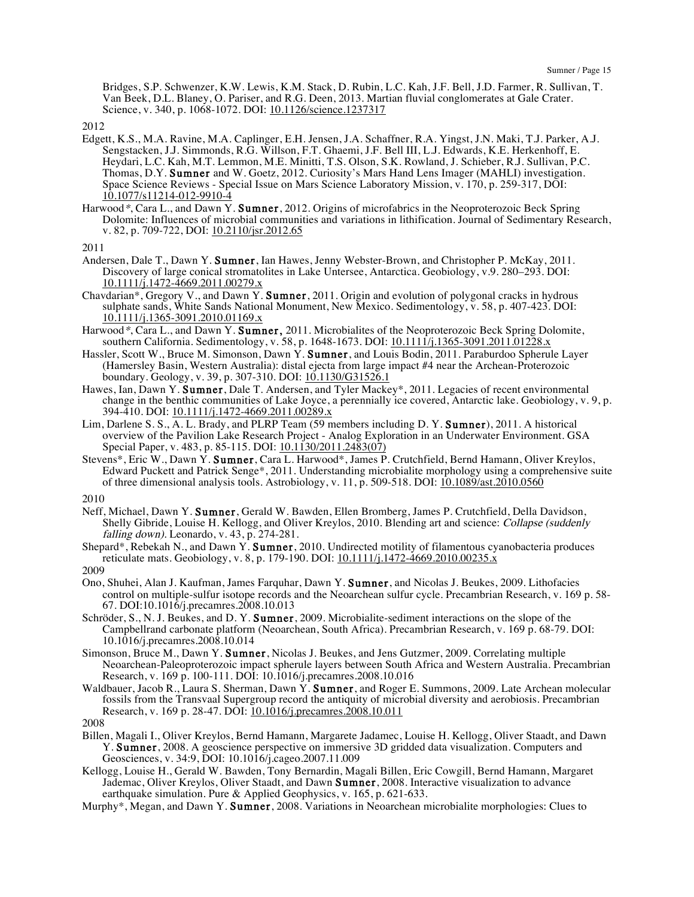Bridges, S.P. Schwenzer, K.W. Lewis, K.M. Stack, D. Rubin, L.C. Kah, J.F. Bell, J.D. Farmer, R. Sullivan, T. Van Beek, D.L. Blaney, O. Pariser, and R.G. Deen, 2013. Martian fluvial conglomerates at Gale Crater. Science, v. 340, p. 1068-1072. DOI: 10.1126/science.1237317

2012

Edgett, K.S., M.A. Ravine, M.A. Caplinger, E.H. Jensen, J.A. Schaffner, R.A. Yingst, J.N. Maki, T.J. Parker, A.J. Sengstacken, J.J. Simmonds, R.G. Willson, F.T. Ghaemi, J.F. Bell III, L.J. Edwards, K.E. Herkenhoff, E. Heydari, L.C. Kah, M.T. Lemmon, M.E. Minitti, T.S. Olson, S.K. Rowland, J. Schieber, R.J. Sullivan, P.C. Thomas, D.Y. **Sumner** and W. Goetz, 2012. Curiosity's Mars Hand Lens Imager (MAHLI) investigation. Space Science Reviews - Special Issue on Mars Science Laboratory Mission, v. 170, p. 259-317, DOI: 10.1077/s11214-012-9910-4

Harwood*, Cara L., and Dawn Y. **Sumner**, 2012. Origins of microfabrics in the Neoproterozoic Beck Spring Dolomite: Influences of microbial communities and variations in lithification. Journal of Sedimentary Research, v. 82, p. 709-722, DOI: 10.2110/jsr.2012.65

2011

Andersen, Dale T., Dawn Y. **Sumner**, Ian Hawes, Jenny Webster-Brown, and Christopher P. McKay, 2011. Discovery of large conical stromatolites in Lake Untersee, Antarctica. Geobiology, v.9. 280–293. DOI: 10.1111/j.1472-4669.2011.00279.x

Chavdarian*, Gregory V., and Dawn Y. **Sumner**, 2011. Origin and evolution of polygonal cracks in hydrous sulphate sands, White Sands National Monument, New Mexico. Sedimentology, v. 58, p. 407-423. DOI: 10.1111/j.1365-3091.2010.01169.x

Harwood*, Cara L., and Dawn Y. **Sumner**, 2011. Microbialites of the Neoproterozoic Beck Spring Dolomite, southern California. Sedimentology, v. 58, p. 1648-1673. DOI: 10.1111/j.1365-3091.2011.01228.x

Hassler, Scott W., Bruce M. Simonson, Dawn Y. **Sumner**, and Louis Bodin, 2011. Paraburdoo Spherule Layer (Hamersley Basin, Western Australia): distal ejecta from large impact #4 near the Archean-Proterozoic boundary. Geology, v. 39, p. 307-310. DOI: 10.1130/G31526.1

Hawes, Ian, Dawn Y. **Sumner**, Dale T. Andersen, and Tyler Mackey*, 2011. Legacies of recent environmental change in the benthic communities of Lake Joyce, a perennially ice covered, Antarctic lake. Geobiology, v. 9, p. 394-410. DOI: 10.1111/j.1472-4669.2011.00289.x

Lim, Darlene S. S., A. L. Brady, and PLRP Team (59 members including D. Y. **Sumner**), 2011. A historical overview of the Pavilion Lake Research Project - Analog Exploration in an Underwater Environment. GSA Special Paper, v. 483, p. 85-115. DOI: 10.1130/2011.2483(07)

Stevens*, Eric W., Dawn Y. **Sumner**, Cara L. Harwood*, James P. Crutchfield, Bernd Hamann, Oliver Kreylos, Edward Puckett and Patrick Senge*, 2011. Understanding microbialite morphology using a comprehensive suite of three dimensional analysis tools. Astrobiology, v. 11, p. 509-518. DOI: 10.1089/ast.2010.0560

2010

Neff, Michael, Dawn Y. **Sumner**, Gerald W. Bawden, Ellen Bromberg, James P. Crutchfield, Della Davidson, Shelly Gibride, Louise H. Kellogg, and Oliver Kreylos, 2010. Blending art and science: *Collapse (suddenly falling down)*. Leonardo, v. 43, p. 274-281.

Shepard*, Rebekah N., and Dawn Y. **Sumner**, 2010. Undirected motility of filamentous cyanobacteria produces reticulate mats. Geobiology, v. 8, p. 179-190. DOI: 10.1111/j.1472-4669.2010.00235.x

2009

Ono, Shuhei, Alan J. Kaufman, James Farquhar, Dawn Y. **Sumner**, and Nicolas J. Beukes, 2009. Lithofacies control on multiple-sulfur isotope records and the Neoarchean sulfur cycle. Precambrian Research, v. 169 p. 58-67. DOI:10.1016/j.precamres.2008.10.013

Schröder, S., N. J. Beukes, and D. Y. **Sumner**, 2009. Microbialite-sediment interactions on the slope of the Campbellrand carbonate platform (Neoarchean, South Africa). Precambrian Research, v. 169 p. 68-79. DOI: 10.1016/j.precamres.2008.10.014

Simonson, Bruce M., Dawn Y. **Sumner**, Nicolas J. Beukes, and Jens Gutzmer, 2009. Correlating multiple Neoarchean-Paleoproterozoic impact spherule layers between South Africa and Western Australia. Precambrian Research, v. 169 p. 100-111. DOI: 10.1016/j.precamres.2008.10.016

Waldbauer, Jacob R., Laura S. Sherman, Dawn Y. **Sumner**, and Roger E. Summons, 2009. Late Archean molecular fossils from the Transvaal Supergroup record the antiquity of microbial diversity and aerobiosis. Precambrian Research, v. 169 p. 28-47. DOI: 10.1016/j.precamres.2008.10.011

2008

Billen, Magali I., Oliver Kreylos, Bernd Hamann, Margarete Jadamec, Louise H. Kellogg, Oliver Staadt, and Dawn Y. **Sumner**, 2008. A geoscience perspective on immersive 3D gridded data visualization. Computers and Geosciences, v. 34:9, DOI: 10.1016/j.cageo.2007.11.009

Kellogg, Louise H., Gerald W. Bawden, Tony Bernardin, Magali Billen, Eric Cowgill, Bernd Hamann, Margaret Jademac, Oliver Kreylos, Oliver Staadt, and Dawn **Sumner**, 2008. Interactive visualization to advance earthquake simulation. Pure & Applied Geophysics, v. 165, p. 621-633.

Murphy*, Megan, and Dawn Y. **Sumner**, 2008. Variations in Neoarchean microbialite morphologies: Clues to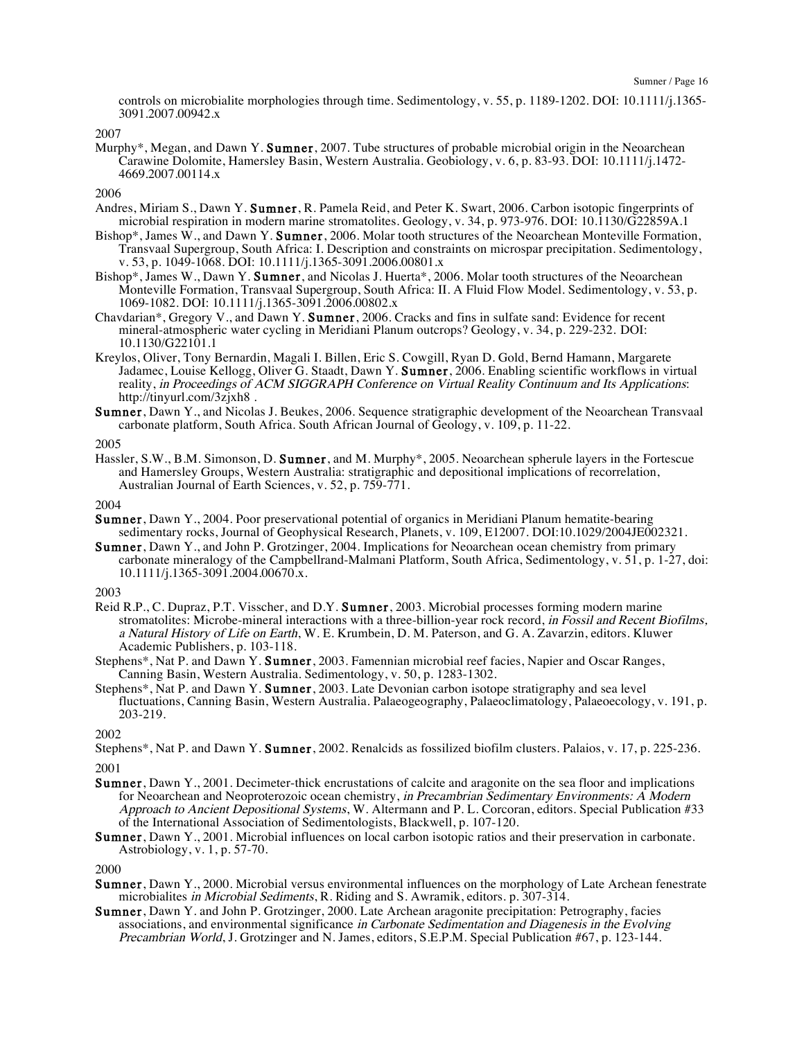controls on microbialite morphologies through time. Sedimentology, v. 55, p. 1189-1202. DOI: 10.1111/j.1365-3091.2007.00942.x

2007

Murphy*, Megan, and Dawn Y. **Sumner**, 2007. Tube structures of probable microbial origin in the Neoarchean Carawine Dolomite, Hamersley Basin, Western Australia. Geobiology, v. 6, p. 83-93. DOI: 10.1111/j.1472-4669.2007.00114.x

2006

Andres, Miriam S., Dawn Y. **Sumner**, R. Pamela Reid, and Peter K. Swart, 2006. Carbon isotopic fingerprints of microbial respiration in modern marine stromatolites. Geology, v. 34, p. 973-976. DOI: 10.1130/G22859A.1

Bishop*, James W., and Dawn Y. **Sumner**, 2006. Molar tooth structures of the Neoarchean Monteville Formation, Transvaal Supergroup, South Africa: I. Description and constraints on microspar precipitation. Sedimentology, v. 53, p. 1049-1068. DOI: 10.1111/j.1365-3091.2006.00801.x

Bishop*, James W., Dawn Y. **Sumner**, and Nicolas J. Huerta*, 2006. Molar tooth structures of the Neoarchean Monteville Formation, Transvaal Supergroup, South Africa: II. A Fluid Flow Model. Sedimentology, v. 53, p. 1069-1082. DOI: 10.1111/j.1365-3091.2006.00802.x

Chavdarian*, Gregory V., and Dawn Y. **Sumner**, 2006. Cracks and fins in sulfate sand: Evidence for recent mineral-atmospheric water cycling in Meridiani Planum outcrops? Geology, v. 34, p. 229-232. DOI: 10.1130/G22101.1

Kreylos, Oliver, Tony Bernardin, Magali I. Billen, Eric S. Cowgill, Ryan D. Gold, Bernd Hamann, Margarete Jadamec, Louise Kellogg, Oliver G. Staadt, Dawn Y. **Sumner**, 2006. Enabling scientific workflows in virtual reality, *in Proceedings of ACM SIGGRAPH Conference on Virtual Reality Continuum and Its Applications*: http://tinyurl.com/3zjxh8 .

**Sumner**, Dawn Y., and Nicolas J. Beukes, 2006. Sequence stratigraphic development of the Neoarchean Transvaal carbonate platform, South Africa. South African Journal of Geology, v. 109, p. 11-22.

2005

Hassler, S.W., B.M. Simonson, D. **Sumner**, and M. Murphy*, 2005. Neoarchean spherule layers in the Fortescue and Hamersley Groups, Western Australia: stratigraphic and depositional implications of recorrelation, Australian Journal of Earth Sciences, v. 52, p. 759-771.

2004

**Sumner**, Dawn Y., 2004. Poor preservational potential of organics in Meridiani Planum hematite-bearing sedimentary rocks, Journal of Geophysical Research, Planets, v. 109, E12007. DOI:10.1029/2004JE002321.

**Sumner**, Dawn Y., and John P. Grotzinger, 2004. Implications for Neoarchean ocean chemistry from primary carbonate mineralogy of the Campbellrand-Malmani Platform, South Africa, Sedimentology, v. 51, p. 1-27, doi: 10.1111/j.1365-3091.2004.00670.x.

2003

Reid R.P., C. Dupraz, P.T. Visscher, and D.Y. **Sumner**, 2003. Microbial processes forming modern marine stromatolites: Microbe-mineral interactions with a three-billion-year rock record, *in Fossil and Recent Biofilms, a Natural History of Life on Earth*, W. E. Krumbein, D. M. Paterson, and G. A. Zavarzin, editors. Kluwer Academic Publishers, p. 103-118.

Stephens*, Nat P. and Dawn Y. **Sumner**, 2003. Famennian microbial reef facies, Napier and Oscar Ranges, Canning Basin, Western Australia. Sedimentology, v. 50, p. 1283-1302.

Stephens*, Nat P. and Dawn Y. **Sumner**, 2003. Late Devonian carbon isotope stratigraphy and sea level fluctuations, Canning Basin, Western Australia. Palaeogeography, Palaeoclimatology, Palaeoecology, v. 191, p. 203-219.

2002

Stephens*, Nat P. and Dawn Y. **Sumner**, 2002. Renalcids as fossilized biofilm clusters. Palaios, v. 17, p. 225-236.

2001

**Sumner**, Dawn Y., 2001. Decimeter-thick encrustations of calcite and aragonite on the sea floor and implications for Neoarchean and Neoproterozoic ocean chemistry, *in Precambrian Sedimentary Environments: A Modern Approach to Ancient Depositional Systems*, W. Altermann and P. L. Corcoran, editors. Special Publication #33 of the International Association of Sedimentologists, Blackwell, p. 107-120.

**Sumner**, Dawn Y., 2001. Microbial influences on local carbon isotopic ratios and their preservation in carbonate. Astrobiology, v. 1, p. 57-70.

2000

**Sumner**, Dawn Y., 2000. Microbial versus environmental influences on the morphology of Late Archean fenestrate microbialites *in Microbial Sediments*, R. Riding and S. Awramik, editors. p. 307-314.

**Sumner**, Dawn Y. and John P. Grotzinger, 2000. Late Archean aragonite precipitation: Petrography, facies associations, and environmental significance *in Carbonate Sedimentation and Diagenesis in the Evolving Precambrian World*, J. Grotzinger and N. James, editors, S.E.P.M. Special Publication #67, p. 123-144.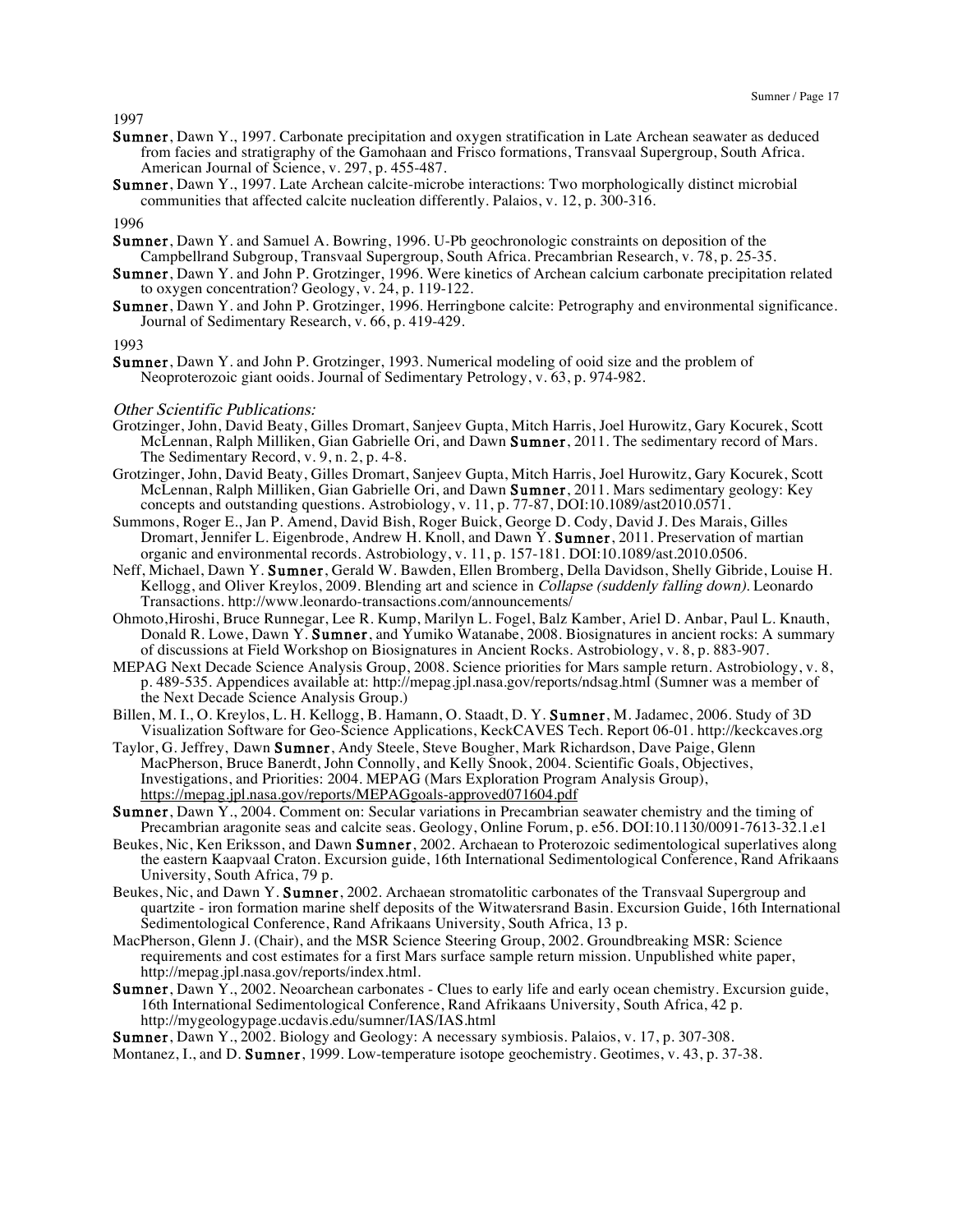1997

**Sumner**, Dawn Y., 1997. Carbonate precipitation and oxygen stratification in Late Archean seawater as deduced from facies and stratigraphy of the Gamohaan and Frisco formations, Transvaal Supergroup, South Africa. American Journal of Science, v. 297, p. 455-487.

**Sumner**, Dawn Y., 1997. Late Archean calcite-microbe interactions: Two morphologically distinct microbial communities that affected calcite nucleation differently. Palaios, v. 12, p. 300-316.

1996

**Sumner**, Dawn Y. and Samuel A. Bowring, 1996. U-Pb geochronologic constraints on deposition of the Campbellrand Subgroup, Transvaal Supergroup, South Africa. Precambrian Research, v. 78, p. 25-35.

**Sumner**, Dawn Y. and John P. Grotzinger, 1996. Were kinetics of Archean calcium carbonate precipitation related to oxygen concentration? Geology, v. 24, p. 119-122.

**Sumner**, Dawn Y. and John P. Grotzinger, 1996. Herringbone calcite: Petrography and environmental significance. Journal of Sedimentary Research, v. 66, p. 419-429.

1993

**Sumner**, Dawn Y. and John P. Grotzinger, 1993. Numerical modeling of ooid size and the problem of Neoproterozoic giant ooids. Journal of Sedimentary Petrology, v. 63, p. 974-982.

*Other Scientific Publications:*

Grotzinger, John, David Beaty, Gilles Dromart, Sanjeev Gupta, Mitch Harris, Joel Hurowitz, Gary Kocurek, Scott McLennan, Ralph Milliken, Gian Gabrielle Ori, and Dawn **Sumner**, 2011. The sedimentary record of Mars. The Sedimentary Record, v. 9, n. 2, p. 4-8.

Grotzinger, John, David Beaty, Gilles Dromart, Sanjeev Gupta, Mitch Harris, Joel Hurowitz, Gary Kocurek, Scott McLennan, Ralph Milliken, Gian Gabrielle Ori, and Dawn **Sumner**, 2011. Mars sedimentary geology: Key concepts and outstanding questions. Astrobiology, v. 11, p. 77-87, DOI:10.1089/ast2010.0571.

Summons, Roger E., Jan P. Amend, David Bish, Roger Buick, George D. Cody, David J. Des Marais, Gilles Dromart, Jennifer L. Eigenbrode, Andrew H. Knoll, and Dawn Y. **Sumner**, 2011. Preservation of martian organic and environmental records. Astrobiology, v. 11, p. 157-181. DOI:10.1089/ast.2010.0506.

Neff, Michael, Dawn Y. **Sumner**, Gerald W. Bawden, Ellen Bromberg, Della Davidson, Shelly Gibride, Louise H. Kellogg, and Oliver Kreylos, 2009. Blending art and science in *Collapse (suddenly falling down)*. Leonardo Transactions. http://www.leonardo-transactions.com/announcements/

Ohmoto,Hiroshi, Bruce Runnegar, Lee R. Kump, Marilyn L. Fogel, Balz Kamber, Ariel D. Anbar, Paul L. Knauth, Donald R. Lowe, Dawn Y. **Sumner**, and Yumiko Watanabe, 2008. Biosignatures in ancient rocks: A summary of discussions at Field Workshop on Biosignatures in Ancient Rocks. Astrobiology, v. 8, p. 883-907.

MEPAG Next Decade Science Analysis Group, 2008. Science priorities for Mars sample return. Astrobiology, v. 8, p. 489-535. Appendices available at: http://mepag.jpl.nasa.gov/reports/ndsag.html (Sumner was a member of the Next Decade Science Analysis Group.)

Billen, M. I., O. Kreylos, L. H. Kellogg, B. Hamann, O. Staadt, D. Y. **Sumner**, M. Jadamec, 2006. Study of 3D Visualization Software for Geo-Science Applications, KeckCAVES Tech. Report 06-01. http://keckcaves.org

Taylor, G. Jeffrey, Dawn **Sumner**, Andy Steele, Steve Bougher, Mark Richardson, Dave Paige, Glenn MacPherson, Bruce Banerdt, John Connolly, and Kelly Snook, 2004. Scientific Goals, Objectives, Investigations, and Priorities: 2004. MEPAG (Mars Exploration Program Analysis Group), https://mepag.jpl.nasa.gov/reports/MEPAGgoals-approved071604.pdf

**Sumner**, Dawn Y., 2004. Comment on: Secular variations in Precambrian seawater chemistry and the timing of Precambrian aragonite seas and calcite seas. Geology, Online Forum, p. e56. DOI:10.1130/0091-7613-32.1.e1

Beukes, Nic, Ken Eriksson, and Dawn **Sumner**, 2002. Archaean to Proterozoic sedimentological superlatives along the eastern Kaapvaal Craton. Excursion guide, 16th International Sedimentological Conference, Rand Afrikaans University, South Africa, 79 p.

Beukes, Nic, and Dawn Y. **Sumner**, 2002. Archaean stromatolitic carbonates of the Transvaal Supergroup and quartzite - iron formation marine shelf deposits of the Witwatersrand Basin. Excursion Guide, 16th International Sedimentological Conference, Rand Afrikaans University, South Africa, 13 p.

MacPherson, Glenn J. (Chair), and the MSR Science Steering Group, 2002. Groundbreaking MSR: Science requirements and cost estimates for a first Mars surface sample return mission. Unpublished white paper, http://mepag.jpl.nasa.gov/reports/index.html.

**Sumner**, Dawn Y., 2002. Neoarchean carbonates - Clues to early life and early ocean chemistry. Excursion guide, 16th International Sedimentological Conference, Rand Afrikaans University, South Africa, 42 p. http://mygeologypage.ucdavis.edu/sumner/IAS/IAS.html

**Sumner**, Dawn Y., 2002. Biology and Geology: A necessary symbiosis. Palaios, v. 17, p. 307-308.

Montanez, I., and D. **Sumner**, 1999. Low-temperature isotope geochemistry. Geotimes, v. 43, p. 37-38.